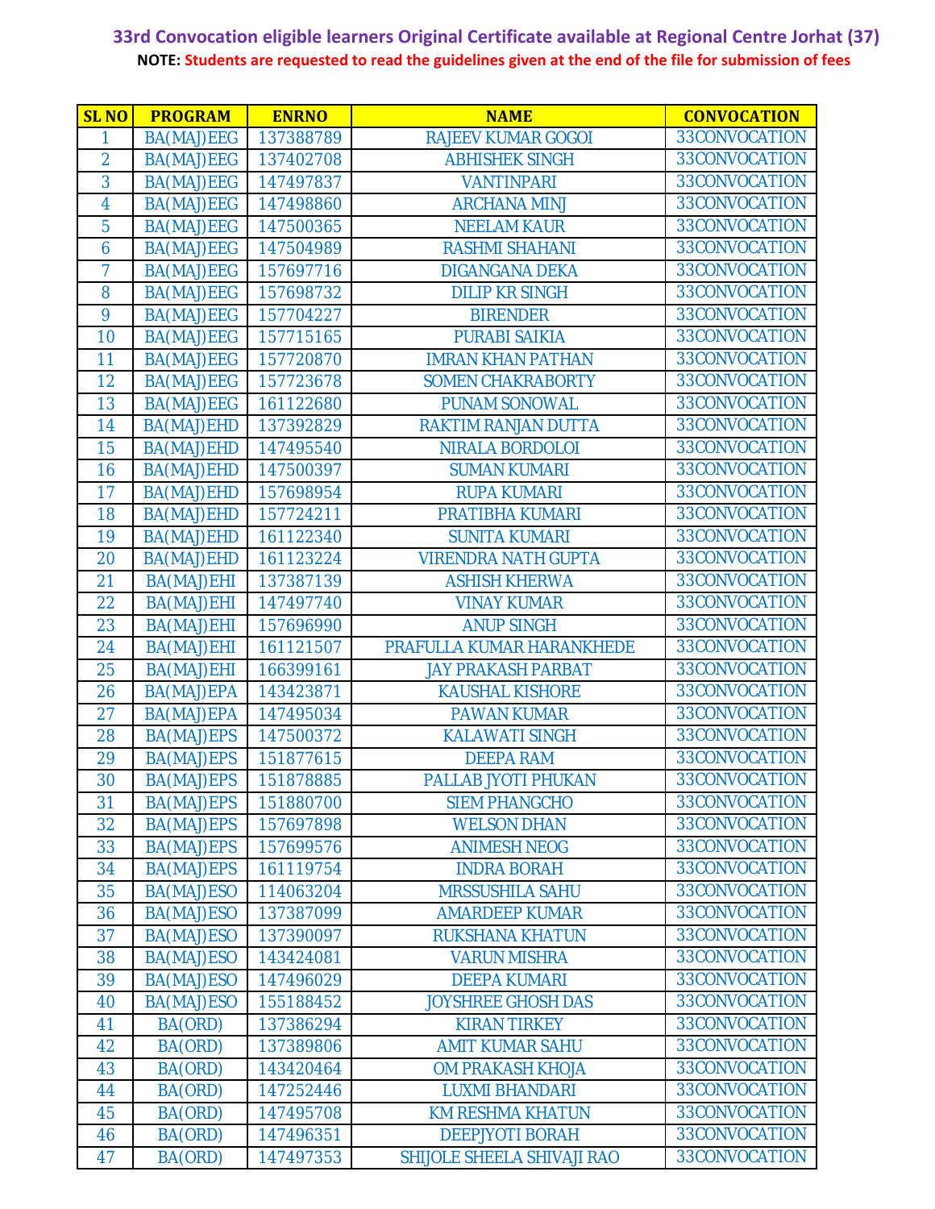# 33rd Convocation eligible learners Original Certificate available at Regional Centre Jorhat (37)

**NOTE: Students are requested to read the guidelines given at the end of the file for submission of fees**

| SL NO | PROGRAM | ENRNO | NAME | CONVOCATION |
|---|---|---|---|---|
| 1 | BA(MAJ)EEG | 137388789 | RAJEEV KUMAR GOGOI | 33CONVOCATION |
| 2 | BA(MAJ)EEG | 137402708 | ABHISHEK SINGH | 33CONVOCATION |
| 3 | BA(MAJ)EEG | 147497837 | VANTINPARI | 33CONVOCATION |
| 4 | BA(MAJ)EEG | 147498860 | ARCHANA MINJ | 33CONVOCATION |
| 5 | BA(MAJ)EEG | 147500365 | NEELAM KAUR | 33CONVOCATION |
| 6 | BA(MAJ)EEG | 147504989 | RASHMI SHAHANI | 33CONVOCATION |
| 7 | BA(MAJ)EEG | 157697716 | DIGANGANA DEKA | 33CONVOCATION |
| 8 | BA(MAJ)EEG | 157698732 | DILIP KR SINGH | 33CONVOCATION |
| 9 | BA(MAJ)EEG | 157704227 | BIRENDER | 33CONVOCATION |
| 10 | BA(MAJ)EEG | 157715165 | PURABI SAIKIA | 33CONVOCATION |
| 11 | BA(MAJ)EEG | 157720870 | IMRAN KHAN PATHAN | 33CONVOCATION |
| 12 | BA(MAJ)EEG | 157723678 | SOMEN CHAKRABORTY | 33CONVOCATION |
| 13 | BA(MAJ)EEG | 161122680 | PUNAM SONOWAL | 33CONVOCATION |
| 14 | BA(MAJ)EHD | 137392829 | RAKTIM RANJAN DUTTA | 33CONVOCATION |
| 15 | BA(MAJ)EHD | 147495540 | NIRALA BORDOLOI | 33CONVOCATION |
| 16 | BA(MAJ)EHD | 147500397 | SUMAN KUMARI | 33CONVOCATION |
| 17 | BA(MAJ)EHD | 157698954 | RUPA KUMARI | 33CONVOCATION |
| 18 | BA(MAJ)EHD | 157724211 | PRATIBHA KUMARI | 33CONVOCATION |
| 19 | BA(MAJ)EHD | 161122340 | SUNITA KUMARI | 33CONVOCATION |
| 20 | BA(MAJ)EHD | 161123224 | VIRENDRA NATH GUPTA | 33CONVOCATION |
| 21 | BA(MAJ)EHI | 137387139 | ASHISH KHERWA | 33CONVOCATION |
| 22 | BA(MAJ)EHI | 147497740 | VINAY KUMAR | 33CONVOCATION |
| 23 | BA(MAJ)EHI | 157696990 | ANUP SINGH | 33CONVOCATION |
| 24 | BA(MAJ)EHI | 161121507 | PRAFULLA KUMAR HARANKHEDE | 33CONVOCATION |
| 25 | BA(MAJ)EHI | 166399161 | JAY PRAKASH PARBAT | 33CONVOCATION |
| 26 | BA(MAJ)EPA | 143423871 | KAUSHAL KISHORE | 33CONVOCATION |
| 27 | BA(MAJ)EPA | 147495034 | PAWAN KUMAR | 33CONVOCATION |
| 28 | BA(MAJ)EPS | 147500372 | KALAWATI SINGH | 33CONVOCATION |
| 29 | BA(MAJ)EPS | 151877615 | DEEPA RAM | 33CONVOCATION |
| 30 | BA(MAJ)EPS | 151878885 | PALLAB JYOTI PHUKAN | 33CONVOCATION |
| 31 | BA(MAJ)EPS | 151880700 | SIEM PHANGCHO | 33CONVOCATION |
| 32 | BA(MAJ)EPS | 157697898 | WELSON DHAN | 33CONVOCATION |
| 33 | BA(MAJ)EPS | 157699576 | ANIMESH NEOG | 33CONVOCATION |
| 34 | BA(MAJ)EPS | 161119754 | INDRA BORAH | 33CONVOCATION |
| 35 | BA(MAJ)ESO | 114063204 | MRSSUSHILA SAHU | 33CONVOCATION |
| 36 | BA(MAJ)ESO | 137387099 | AMARDEEP KUMAR | 33CONVOCATION |
| 37 | BA(MAJ)ESO | 137390097 | RUKSHANA KHATUN | 33CONVOCATION |
| 38 | BA(MAJ)ESO | 143424081 | VARUN MISHRA | 33CONVOCATION |
| 39 | BA(MAJ)ESO | 147496029 | DEEPA KUMARI | 33CONVOCATION |
| 40 | BA(MAJ)ESO | 155188452 | JOYSHREE GHOSH DAS | 33CONVOCATION |
| 41 | BA(ORD) | 137386294 | KIRAN TIRKEY | 33CONVOCATION |
| 42 | BA(ORD) | 137389806 | AMIT KUMAR SAHU | 33CONVOCATION |
| 43 | BA(ORD) | 143420464 | OM PRAKASH KHOJA | 33CONVOCATION |
| 44 | BA(ORD) | 147252446 | LUXMI BHANDARI | 33CONVOCATION |
| 45 | BA(ORD) | 147495708 | KM RESHMA KHATUN | 33CONVOCATION |
| 46 | BA(ORD) | 147496351 | DEEPJYOTI BORAH | 33CONVOCATION |
| 47 | BA(ORD) | 147497353 | SHIJOLE SHEELA SHIVAJI RAO | 33CONVOCATION |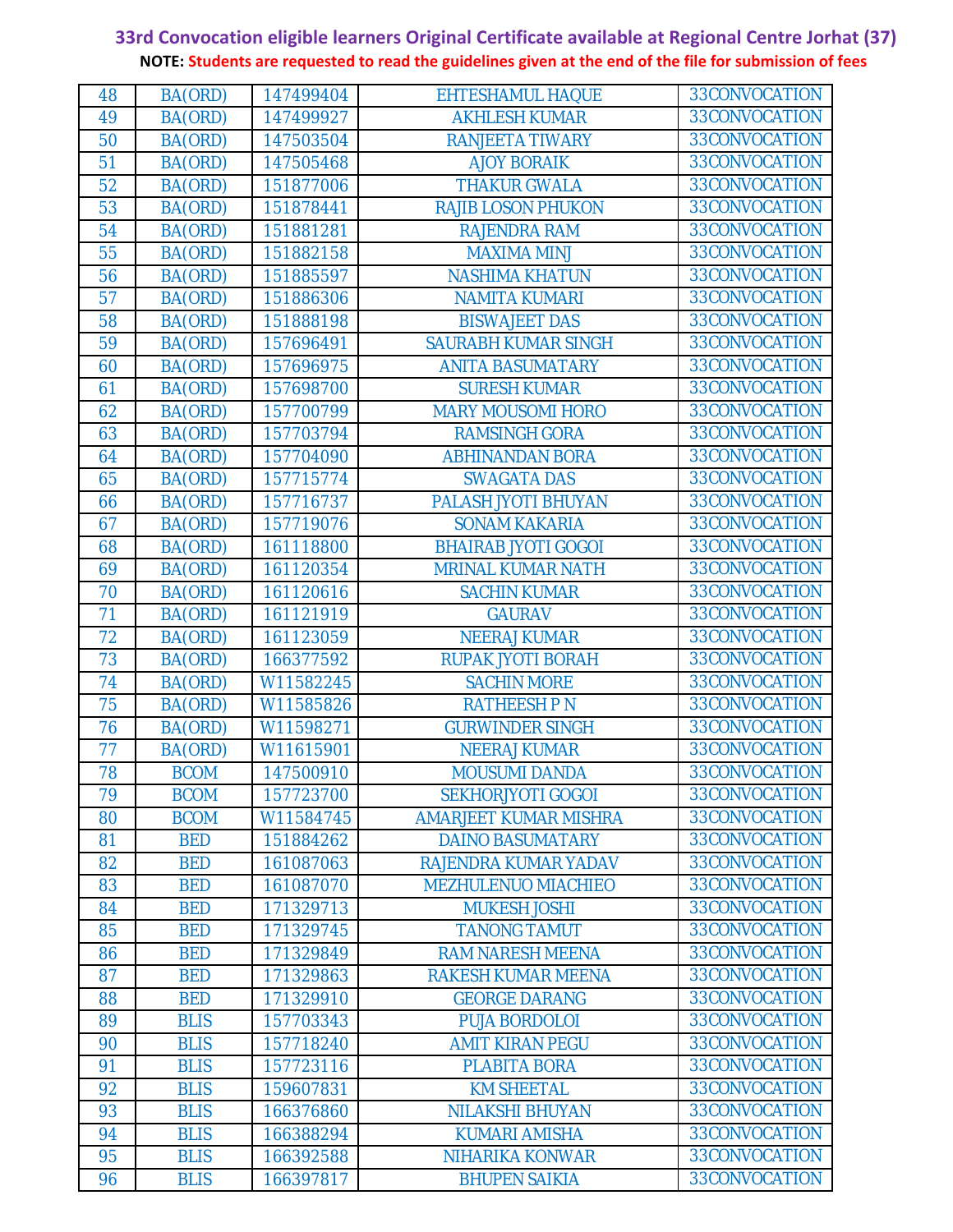**33rd Convocation eligible learners Original Certificate available at Regional Centre Jorhat (37)**

**NOTE: Students are requested to read the guidelines given at the end of the file for submission of fees**

| | | | | |
|---|---|---|---|---|
| 48 | BA(ORD) | 147499404 | EHTESHAMUL HAQUE | 33CONVOCATION |
| 49 | BA(ORD) | 147499927 | AKHLESH KUMAR | 33CONVOCATION |
| 50 | BA(ORD) | 147503504 | RANJEETA TIWARY | 33CONVOCATION |
| 51 | BA(ORD) | 147505468 | AJOY BORAIK | 33CONVOCATION |
| 52 | BA(ORD) | 151877006 | THAKUR GWALA | 33CONVOCATION |
| 53 | BA(ORD) | 151878441 | RAJIB LOSON PHUKON | 33CONVOCATION |
| 54 | BA(ORD) | 151881281 | RAJENDRA RAM | 33CONVOCATION |
| 55 | BA(ORD) | 151882158 | MAXIMA MINJ | 33CONVOCATION |
| 56 | BA(ORD) | 151885597 | NASHIMA KHATUN | 33CONVOCATION |
| 57 | BA(ORD) | 151886306 | NAMITA KUMARI | 33CONVOCATION |
| 58 | BA(ORD) | 151888198 | BISWAJEET DAS | 33CONVOCATION |
| 59 | BA(ORD) | 157696491 | SAURABH KUMAR SINGH | 33CONVOCATION |
| 60 | BA(ORD) | 157696975 | ANITA BASUMATARY | 33CONVOCATION |
| 61 | BA(ORD) | 157698700 | SURESH KUMAR | 33CONVOCATION |
| 62 | BA(ORD) | 157700799 | MARY MOUSOMI HORO | 33CONVOCATION |
| 63 | BA(ORD) | 157703794 | RAMSINGH GORA | 33CONVOCATION |
| 64 | BA(ORD) | 157704090 | ABHINANDAN BORA | 33CONVOCATION |
| 65 | BA(ORD) | 157715774 | SWAGATA DAS | 33CONVOCATION |
| 66 | BA(ORD) | 157716737 | PALASH JYOTI BHUYAN | 33CONVOCATION |
| 67 | BA(ORD) | 157719076 | SONAM KAKARIA | 33CONVOCATION |
| 68 | BA(ORD) | 161118800 | BHAIRAB JYOTI GOGOI | 33CONVOCATION |
| 69 | BA(ORD) | 161120354 | MRINAL KUMAR NATH | 33CONVOCATION |
| 70 | BA(ORD) | 161120616 | SACHIN KUMAR | 33CONVOCATION |
| 71 | BA(ORD) | 161121919 | GAURAV | 33CONVOCATION |
| 72 | BA(ORD) | 161123059 | NEERAJ KUMAR | 33CONVOCATION |
| 73 | BA(ORD) | 166377592 | RUPAK JYOTI BORAH | 33CONVOCATION |
| 74 | BA(ORD) | W11582245 | SACHIN MORE | 33CONVOCATION |
| 75 | BA(ORD) | W11585826 | RATHEESH P N | 33CONVOCATION |
| 76 | BA(ORD) | W11598271 | GURWINDER SINGH | 33CONVOCATION |
| 77 | BA(ORD) | W11615901 | NEERAJ KUMAR | 33CONVOCATION |
| 78 | BCOM | 147500910 | MOUSUMI DANDA | 33CONVOCATION |
| 79 | BCOM | 157723700 | SEKHORJYOTI GOGOI | 33CONVOCATION |
| 80 | BCOM | W11584745 | AMARJEET KUMAR MISHRA | 33CONVOCATION |
| 81 | BED | 151884262 | DAINO BASUMATARY | 33CONVOCATION |
| 82 | BED | 161087063 | RAJENDRA KUMAR YADAV | 33CONVOCATION |
| 83 | BED | 161087070 | MEZHULENUO MIACHIEO | 33CONVOCATION |
| 84 | BED | 171329713 | MUKESH JOSHI | 33CONVOCATION |
| 85 | BED | 171329745 | TANONG TAMUT | 33CONVOCATION |
| 86 | BED | 171329849 | RAM NARESH MEENA | 33CONVOCATION |
| 87 | BED | 171329863 | RAKESH KUMAR MEENA | 33CONVOCATION |
| 88 | BED | 171329910 | GEORGE DARANG | 33CONVOCATION |
| 89 | BLIS | 157703343 | PUJA BORDOLOI | 33CONVOCATION |
| 90 | BLIS | 157718240 | AMIT KIRAN PEGU | 33CONVOCATION |
| 91 | BLIS | 157723116 | PLABITA BORA | 33CONVOCATION |
| 92 | BLIS | 159607831 | KM SHEETAL | 33CONVOCATION |
| 93 | BLIS | 166376860 | NILAKSHI BHUYAN | 33CONVOCATION |
| 94 | BLIS | 166388294 | KUMARI AMISHA | 33CONVOCATION |
| 95 | BLIS | 166392588 | NIHARIKA KONWAR | 33CONVOCATION |
| 96 | BLIS | 166397817 | BHUPEN SAIKIA | 33CONVOCATION |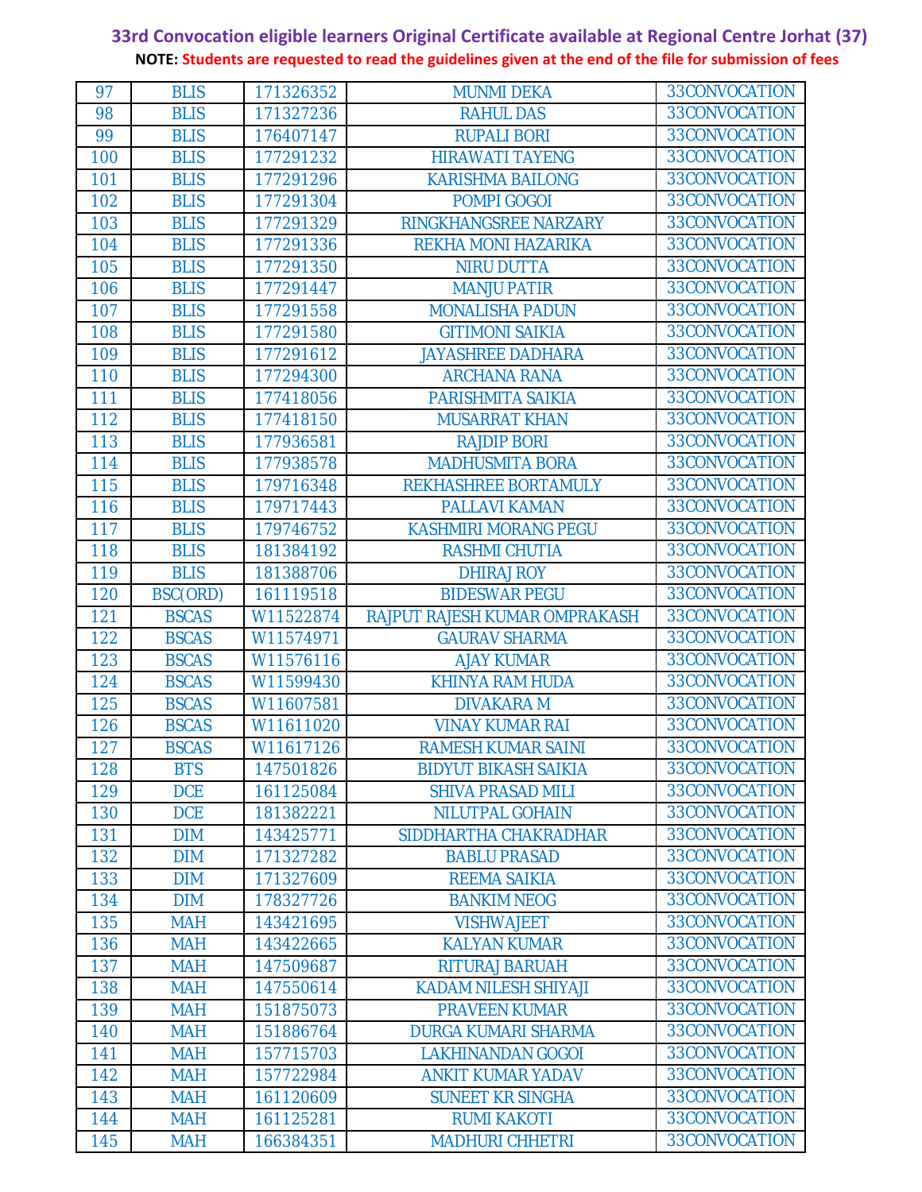**33rd Convocation eligible learners Original Certificate available at Regional Centre Jorhat (37)**

**NOTE: Students are requested to read the guidelines given at the end of the file for submission of fees**

| | | | | |
|---|---|---|---|---|
| 97 | BLIS | 171326352 | MUNMI DEKA | 33CONVOCATION |
| 98 | BLIS | 171327236 | RAHUL DAS | 33CONVOCATION |
| 99 | BLIS | 176407147 | RUPALI BORI | 33CONVOCATION |
| 100 | BLIS | 177291232 | HIRAWATI TAYENG | 33CONVOCATION |
| 101 | BLIS | 177291296 | KARISHMA BAILONG | 33CONVOCATION |
| 102 | BLIS | 177291304 | POMPI GOGOI | 33CONVOCATION |
| 103 | BLIS | 177291329 | RINGKHANGSREE NARZARY | 33CONVOCATION |
| 104 | BLIS | 177291336 | REKHA MONI HAZARIKA | 33CONVOCATION |
| 105 | BLIS | 177291350 | NIRU DUTTA | 33CONVOCATION |
| 106 | BLIS | 177291447 | MANJU PATIR | 33CONVOCATION |
| 107 | BLIS | 177291558 | MONALISHA PADUN | 33CONVOCATION |
| 108 | BLIS | 177291580 | GITIMONI SAIKIA | 33CONVOCATION |
| 109 | BLIS | 177291612 | JAYASHREE DADHARA | 33CONVOCATION |
| 110 | BLIS | 177294300 | ARCHANA RANA | 33CONVOCATION |
| 111 | BLIS | 177418056 | PARISHMITA SAIKIA | 33CONVOCATION |
| 112 | BLIS | 177418150 | MUSARRAT KHAN | 33CONVOCATION |
| 113 | BLIS | 177936581 | RAJDIP BORI | 33CONVOCATION |
| 114 | BLIS | 177938578 | MADHUSMITA BORA | 33CONVOCATION |
| 115 | BLIS | 179716348 | REKHASHREE BORTAMULY | 33CONVOCATION |
| 116 | BLIS | 179717443 | PALLAVI KAMAN | 33CONVOCATION |
| 117 | BLIS | 179746752 | KASHMIRI MORANG PEGU | 33CONVOCATION |
| 118 | BLIS | 181384192 | RASHMI CHUTIA | 33CONVOCATION |
| 119 | BLIS | 181388706 | DHIRAJ ROY | 33CONVOCATION |
| 120 | BSC(ORD) | 161119518 | BIDESWAR PEGU | 33CONVOCATION |
| 121 | BSCAS | W11522874 | RAJPUT RAJESH KUMAR OMPRAKASH | 33CONVOCATION |
| 122 | BSCAS | W11574971 | GAURAV SHARMA | 33CONVOCATION |
| 123 | BSCAS | W11576116 | AJAY KUMAR | 33CONVOCATION |
| 124 | BSCAS | W11599430 | KHINYA RAM HUDA | 33CONVOCATION |
| 125 | BSCAS | W11607581 | DIVAKARA M | 33CONVOCATION |
| 126 | BSCAS | W11611020 | VINAY KUMAR RAI | 33CONVOCATION |
| 127 | BSCAS | W11617126 | RAMESH KUMAR SAINI | 33CONVOCATION |
| 128 | BTS | 147501826 | BIDYUT BIKASH SAIKIA | 33CONVOCATION |
| 129 | DCE | 161125084 | SHIVA PRASAD MILI | 33CONVOCATION |
| 130 | DCE | 181382221 | NILUTPAL GOHAIN | 33CONVOCATION |
| 131 | DIM | 143425771 | SIDDHARTHA CHAKRADHAR | 33CONVOCATION |
| 132 | DIM | 171327282 | BABLU PRASAD | 33CONVOCATION |
| 133 | DIM | 171327609 | REEMA SAIKIA | 33CONVOCATION |
| 134 | DIM | 178327726 | BANKIM NEOG | 33CONVOCATION |
| 135 | MAH | 143421695 | VISHWAJEET | 33CONVOCATION |
| 136 | MAH | 143422665 | KALYAN KUMAR | 33CONVOCATION |
| 137 | MAH | 147509687 | RITURAJ BARUAH | 33CONVOCATION |
| 138 | MAH | 147550614 | KADAM NILESH SHIYAJI | 33CONVOCATION |
| 139 | MAH | 151875073 | PRAVEEN KUMAR | 33CONVOCATION |
| 140 | MAH | 151886764 | DURGA KUMARI SHARMA | 33CONVOCATION |
| 141 | MAH | 157715703 | LAKHINANDAN GOGOI | 33CONVOCATION |
| 142 | MAH | 157722984 | ANKIT KUMAR YADAV | 33CONVOCATION |
| 143 | MAH | 161120609 | SUNEET KR SINGHA | 33CONVOCATION |
| 144 | MAH | 161125281 | RUMI KAKOTI | 33CONVOCATION |
| 145 | MAH | 166384351 | MADHURI CHHETRI | 33CONVOCATION |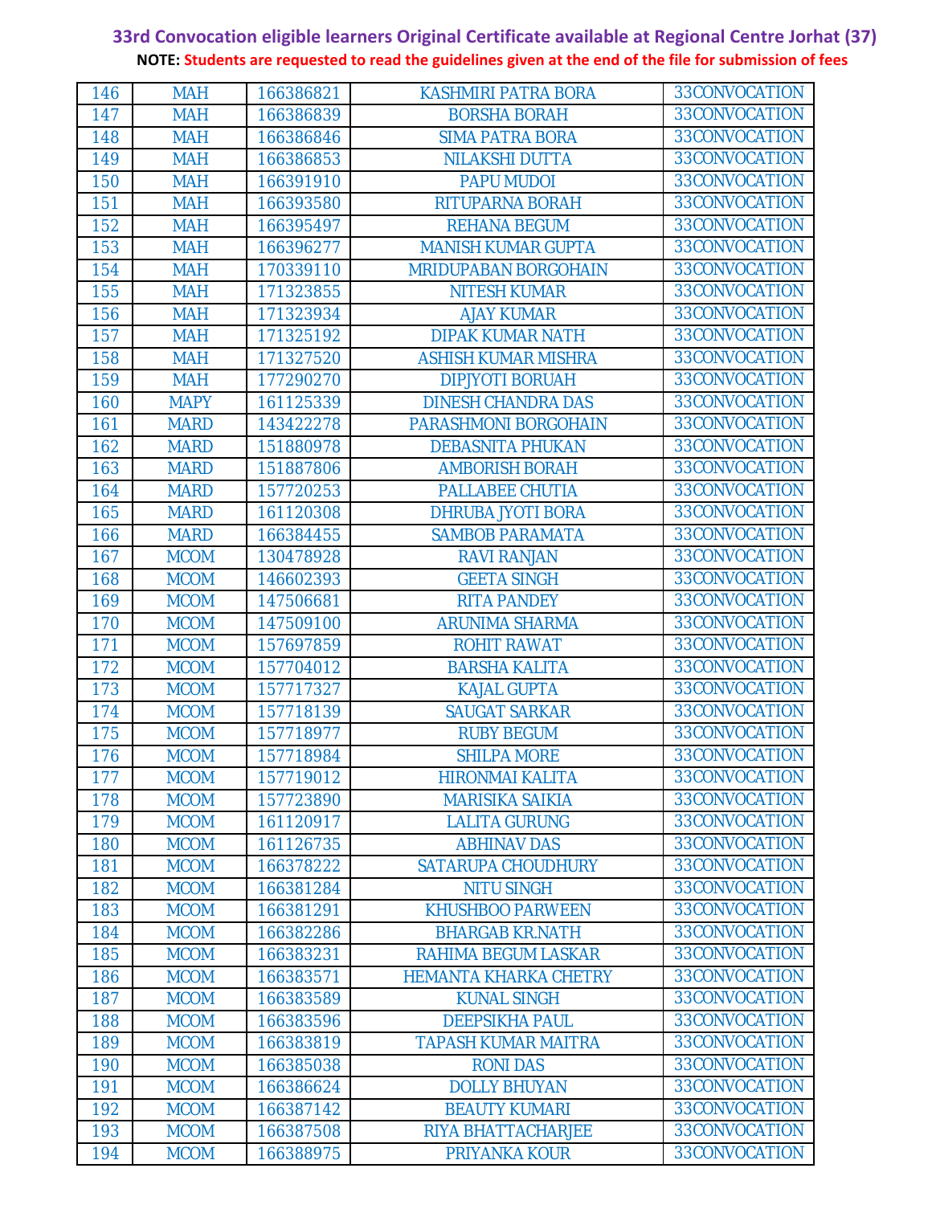**33rd Convocation eligible learners Original Certificate available at Regional Centre Jorhat (37)**

**NOTE: Students are requested to read the guidelines given at the end of the file for submission of fees**

| | | | | |
|---|---|---|---|---|
| 146 | MAH | 166386821 | KASHMIRI PATRA BORA | 33CONVOCATION |
| 147 | MAH | 166386839 | BORSHA BORAH | 33CONVOCATION |
| 148 | MAH | 166386846 | SIMA PATRA BORA | 33CONVOCATION |
| 149 | MAH | 166386853 | NILAKSHI DUTTA | 33CONVOCATION |
| 150 | MAH | 166391910 | PAPU MUDOI | 33CONVOCATION |
| 151 | MAH | 166393580 | RITUPARNA BORAH | 33CONVOCATION |
| 152 | MAH | 166395497 | REHANA BEGUM | 33CONVOCATION |
| 153 | MAH | 166396277 | MANISH KUMAR GUPTA | 33CONVOCATION |
| 154 | MAH | 170339110 | MRIDUPABAN BORGOHAIN | 33CONVOCATION |
| 155 | MAH | 171323855 | NITESH KUMAR | 33CONVOCATION |
| 156 | MAH | 171323934 | AJAY KUMAR | 33CONVOCATION |
| 157 | MAH | 171325192 | DIPAK KUMAR NATH | 33CONVOCATION |
| 158 | MAH | 171327520 | ASHISH KUMAR MISHRA | 33CONVOCATION |
| 159 | MAH | 177290270 | DIPJYOTI BORUAH | 33CONVOCATION |
| 160 | MAPY | 161125339 | DINESH CHANDRA DAS | 33CONVOCATION |
| 161 | MARD | 143422278 | PARASHMONI BORGOHAIN | 33CONVOCATION |
| 162 | MARD | 151880978 | DEBASNITA PHUKAN | 33CONVOCATION |
| 163 | MARD | 151887806 | AMBORISH BORAH | 33CONVOCATION |
| 164 | MARD | 157720253 | PALLABEE CHUTIA | 33CONVOCATION |
| 165 | MARD | 161120308 | DHRUBA JYOTI BORA | 33CONVOCATION |
| 166 | MARD | 166384455 | SAMBOB PARAMATA | 33CONVOCATION |
| 167 | MCOM | 130478928 | RAVI RANJAN | 33CONVOCATION |
| 168 | MCOM | 146602393 | GEETA SINGH | 33CONVOCATION |
| 169 | MCOM | 147506681 | RITA PANDEY | 33CONVOCATION |
| 170 | MCOM | 147509100 | ARUNIMA SHARMA | 33CONVOCATION |
| 171 | MCOM | 157697859 | ROHIT RAWAT | 33CONVOCATION |
| 172 | MCOM | 157704012 | BARSHA KALITA | 33CONVOCATION |
| 173 | MCOM | 157717327 | KAJAL GUPTA | 33CONVOCATION |
| 174 | MCOM | 157718139 | SAUGAT SARKAR | 33CONVOCATION |
| 175 | MCOM | 157718977 | RUBY BEGUM | 33CONVOCATION |
| 176 | MCOM | 157718984 | SHILPA MORE | 33CONVOCATION |
| 177 | MCOM | 157719012 | HIRONMAI KALITA | 33CONVOCATION |
| 178 | MCOM | 157723890 | MARISIKA SAIKIA | 33CONVOCATION |
| 179 | MCOM | 161120917 | LALITA GURUNG | 33CONVOCATION |
| 180 | MCOM | 161126735 | ABHINAV DAS | 33CONVOCATION |
| 181 | MCOM | 166378222 | SATARUPA CHOUDHURY | 33CONVOCATION |
| 182 | MCOM | 166381284 | NITU SINGH | 33CONVOCATION |
| 183 | MCOM | 166381291 | KHUSHBOO PARWEEN | 33CONVOCATION |
| 184 | MCOM | 166382286 | BHARGAB KR.NATH | 33CONVOCATION |
| 185 | MCOM | 166383231 | RAHIMA BEGUM LASKAR | 33CONVOCATION |
| 186 | MCOM | 166383571 | HEMANTA KHARKA CHETRY | 33CONVOCATION |
| 187 | MCOM | 166383589 | KUNAL SINGH | 33CONVOCATION |
| 188 | MCOM | 166383596 | DEEPSIKHA PAUL | 33CONVOCATION |
| 189 | MCOM | 166383819 | TAPASH KUMAR MAITRA | 33CONVOCATION |
| 190 | MCOM | 166385038 | RONI DAS | 33CONVOCATION |
| 191 | MCOM | 166386624 | DOLLY BHUYAN | 33CONVOCATION |
| 192 | MCOM | 166387142 | BEAUTY KUMARI | 33CONVOCATION |
| 193 | MCOM | 166387508 | RIYA BHATTACHARJEE | 33CONVOCATION |
| 194 | MCOM | 166388975 | PRIYANKA KOUR | 33CONVOCATION |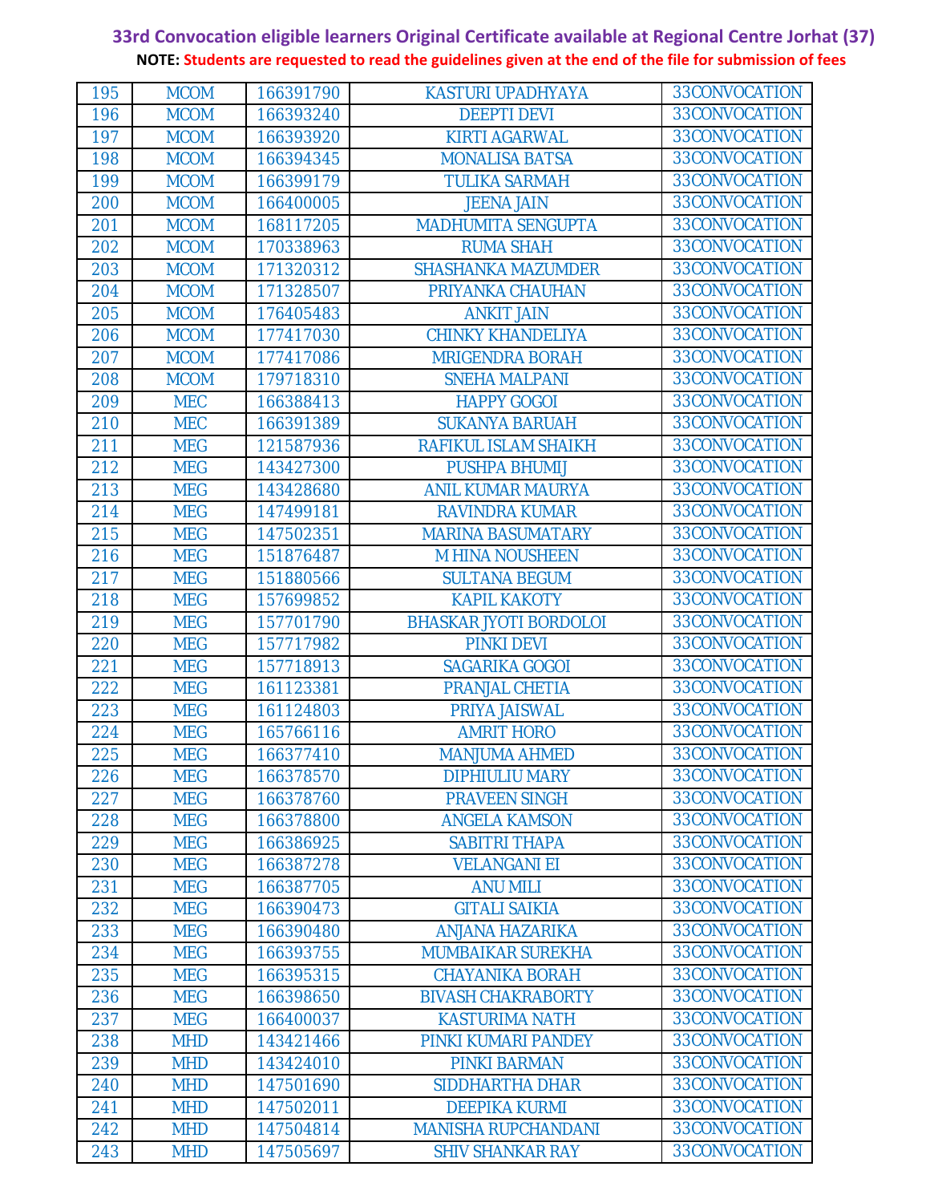**33rd Convocation eligible learners Original Certificate available at Regional Centre Jorhat (37)**

**NOTE: Students are requested to read the guidelines given at the end of the file for submission of fees**

| | | | | |
|---|---|---|---|---|
| 195 | MCOM | 166391790 | KASTURI UPADHYAYA | 33CONVOCATION |
| 196 | MCOM | 166393240 | DEEPTI DEVI | 33CONVOCATION |
| 197 | MCOM | 166393920 | KIRTI AGARWAL | 33CONVOCATION |
| 198 | MCOM | 166394345 | MONALISA BATSA | 33CONVOCATION |
| 199 | MCOM | 166399179 | TULIKA SARMAH | 33CONVOCATION |
| 200 | MCOM | 166400005 | JEENA JAIN | 33CONVOCATION |
| 201 | MCOM | 168117205 | MADHUMITA SENGUPTA | 33CONVOCATION |
| 202 | MCOM | 170338963 | RUMA SHAH | 33CONVOCATION |
| 203 | MCOM | 171320312 | SHASHANKA MAZUMDER | 33CONVOCATION |
| 204 | MCOM | 171328507 | PRIYANKA CHAUHAN | 33CONVOCATION |
| 205 | MCOM | 176405483 | ANKIT JAIN | 33CONVOCATION |
| 206 | MCOM | 177417030 | CHINKY KHANDELIYA | 33CONVOCATION |
| 207 | MCOM | 177417086 | MRIGENDRA BORAH | 33CONVOCATION |
| 208 | MCOM | 179718310 | SNEHA MALPANI | 33CONVOCATION |
| 209 | MEC | 166388413 | HAPPY GOGOI | 33CONVOCATION |
| 210 | MEC | 166391389 | SUKANYA BARUAH | 33CONVOCATION |
| 211 | MEG | 121587936 | RAFIKUL ISLAM SHAIKH | 33CONVOCATION |
| 212 | MEG | 143427300 | PUSHPA BHUMIJ | 33CONVOCATION |
| 213 | MEG | 143428680 | ANIL KUMAR MAURYA | 33CONVOCATION |
| 214 | MEG | 147499181 | RAVINDRA KUMAR | 33CONVOCATION |
| 215 | MEG | 147502351 | MARINA BASUMATARY | 33CONVOCATION |
| 216 | MEG | 151876487 | M HINA NOUSHEEN | 33CONVOCATION |
| 217 | MEG | 151880566 | SULTANA BEGUM | 33CONVOCATION |
| 218 | MEG | 157699852 | KAPIL KAKOTY | 33CONVOCATION |
| 219 | MEG | 157701790 | BHASKAR JYOTI BORDOLOI | 33CONVOCATION |
| 220 | MEG | 157717982 | PINKI DEVI | 33CONVOCATION |
| 221 | MEG | 157718913 | SAGARIKA GOGOI | 33CONVOCATION |
| 222 | MEG | 161123381 | PRANJAL CHETIA | 33CONVOCATION |
| 223 | MEG | 161124803 | PRIYA JAISWAL | 33CONVOCATION |
| 224 | MEG | 165766116 | AMRIT HORO | 33CONVOCATION |
| 225 | MEG | 166377410 | MANJUMA AHMED | 33CONVOCATION |
| 226 | MEG | 166378570 | DIPHIULIU MARY | 33CONVOCATION |
| 227 | MEG | 166378760 | PRAVEEN SINGH | 33CONVOCATION |
| 228 | MEG | 166378800 | ANGELA KAMSON | 33CONVOCATION |
| 229 | MEG | 166386925 | SABITRI THAPA | 33CONVOCATION |
| 230 | MEG | 166387278 | VELANGANI EI | 33CONVOCATION |
| 231 | MEG | 166387705 | ANU MILI | 33CONVOCATION |
| 232 | MEG | 166390473 | GITALI SAIKIA | 33CONVOCATION |
| 233 | MEG | 166390480 | ANJANA HAZARIKA | 33CONVOCATION |
| 234 | MEG | 166393755 | MUMBAIKAR SUREKHA | 33CONVOCATION |
| 235 | MEG | 166395315 | CHAYANIKA BORAH | 33CONVOCATION |
| 236 | MEG | 166398650 | BIVASH CHAKRABORTY | 33CONVOCATION |
| 237 | MEG | 166400037 | KASTURIMA NATH | 33CONVOCATION |
| 238 | MHD | 143421466 | PINKI KUMARI PANDEY | 33CONVOCATION |
| 239 | MHD | 143424010 | PINKI BARMAN | 33CONVOCATION |
| 240 | MHD | 147501690 | SIDDHARTHA DHAR | 33CONVOCATION |
| 241 | MHD | 147502011 | DEEPIKA KURMI | 33CONVOCATION |
| 242 | MHD | 147504814 | MANISHA RUPCHANDANI | 33CONVOCATION |
| 243 | MHD | 147505697 | SHIV SHANKAR RAY | 33CONVOCATION |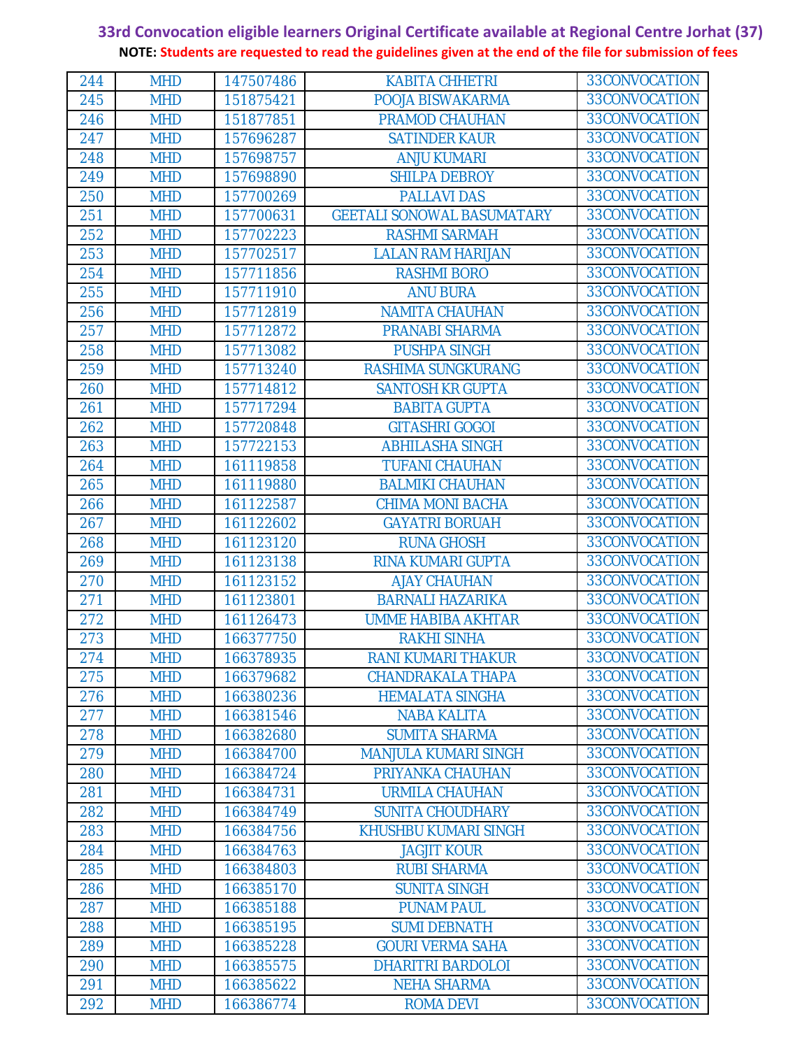**33rd Convocation eligible learners Original Certificate available at Regional Centre Jorhat (37)**

**NOTE: Students are requested to read the guidelines given at the end of the file for submission of fees**

| | | | | |
|---|---|---|---|---|
| 244 | MHD | 147507486 | KABITA CHHETRI | 33CONVOCATION |
| 245 | MHD | 151875421 | POOJA BISWAKARMA | 33CONVOCATION |
| 246 | MHD | 151877851 | PRAMOD CHAUHAN | 33CONVOCATION |
| 247 | MHD | 157696287 | SATINDER KAUR | 33CONVOCATION |
| 248 | MHD | 157698757 | ANJU KUMARI | 33CONVOCATION |
| 249 | MHD | 157698890 | SHILPA DEBROY | 33CONVOCATION |
| 250 | MHD | 157700269 | PALLAVI DAS | 33CONVOCATION |
| 251 | MHD | 157700631 | GEETALI SONOWAL BASUMATARY | 33CONVOCATION |
| 252 | MHD | 157702223 | RASHMI SARMAH | 33CONVOCATION |
| 253 | MHD | 157702517 | LALAN RAM HARIJAN | 33CONVOCATION |
| 254 | MHD | 157711856 | RASHMI BORO | 33CONVOCATION |
| 255 | MHD | 157711910 | ANU BURA | 33CONVOCATION |
| 256 | MHD | 157712819 | NAMITA CHAUHAN | 33CONVOCATION |
| 257 | MHD | 157712872 | PRANABI SHARMA | 33CONVOCATION |
| 258 | MHD | 157713082 | PUSHPA SINGH | 33CONVOCATION |
| 259 | MHD | 157713240 | RASHIMA SUNGKURANG | 33CONVOCATION |
| 260 | MHD | 157714812 | SANTOSH KR GUPTA | 33CONVOCATION |
| 261 | MHD | 157717294 | BABITA GUPTA | 33CONVOCATION |
| 262 | MHD | 157720848 | GITASHRI GOGOI | 33CONVOCATION |
| 263 | MHD | 157722153 | ABHILASHA SINGH | 33CONVOCATION |
| 264 | MHD | 161119858 | TUFANI CHAUHAN | 33CONVOCATION |
| 265 | MHD | 161119880 | BALMIKI CHAUHAN | 33CONVOCATION |
| 266 | MHD | 161122587 | CHIMA MONI BACHA | 33CONVOCATION |
| 267 | MHD | 161122602 | GAYATRI BORUAH | 33CONVOCATION |
| 268 | MHD | 161123120 | RUNA GHOSH | 33CONVOCATION |
| 269 | MHD | 161123138 | RINA KUMARI GUPTA | 33CONVOCATION |
| 270 | MHD | 161123152 | AJAY CHAUHAN | 33CONVOCATION |
| 271 | MHD | 161123801 | BARNALI HAZARIKA | 33CONVOCATION |
| 272 | MHD | 161126473 | UMME HABIBA AKHTAR | 33CONVOCATION |
| 273 | MHD | 166377750 | RAKHI SINHA | 33CONVOCATION |
| 274 | MHD | 166378935 | RANI KUMARI THAKUR | 33CONVOCATION |
| 275 | MHD | 166379682 | CHANDRAKALA THAPA | 33CONVOCATION |
| 276 | MHD | 166380236 | HEMALATA SINGHA | 33CONVOCATION |
| 277 | MHD | 166381546 | NABA KALITA | 33CONVOCATION |
| 278 | MHD | 166382680 | SUMITA SHARMA | 33CONVOCATION |
| 279 | MHD | 166384700 | MANJULA KUMARI SINGH | 33CONVOCATION |
| 280 | MHD | 166384724 | PRIYANKA CHAUHAN | 33CONVOCATION |
| 281 | MHD | 166384731 | URMILA CHAUHAN | 33CONVOCATION |
| 282 | MHD | 166384749 | SUNITA CHOUDHARY | 33CONVOCATION |
| 283 | MHD | 166384756 | KHUSHBU KUMARI SINGH | 33CONVOCATION |
| 284 | MHD | 166384763 | JAGJIT KOUR | 33CONVOCATION |
| 285 | MHD | 166384803 | RUBI SHARMA | 33CONVOCATION |
| 286 | MHD | 166385170 | SUNITA SINGH | 33CONVOCATION |
| 287 | MHD | 166385188 | PUNAM PAUL | 33CONVOCATION |
| 288 | MHD | 166385195 | SUMI DEBNATH | 33CONVOCATION |
| 289 | MHD | 166385228 | GOURI VERMA SAHA | 33CONVOCATION |
| 290 | MHD | 166385575 | DHARITRI BARDOLOI | 33CONVOCATION |
| 291 | MHD | 166385622 | NEHA SHARMA | 33CONVOCATION |
| 292 | MHD | 166386774 | ROMA DEVI | 33CONVOCATION |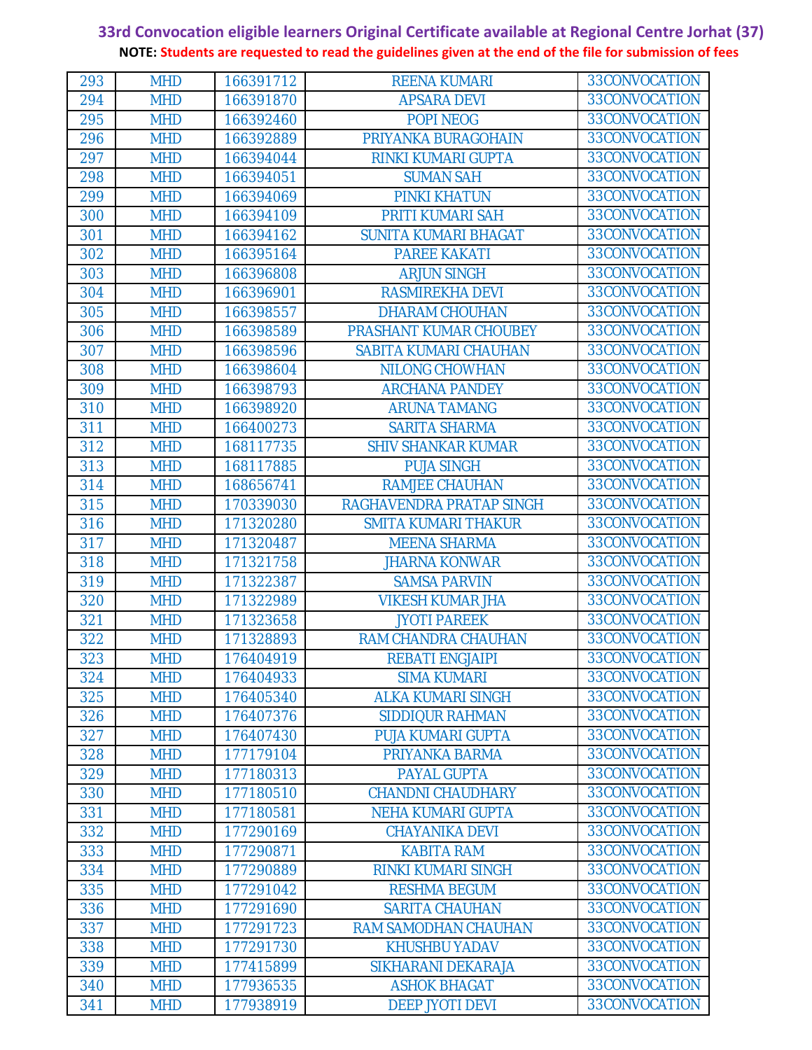**33rd Convocation eligible learners Original Certificate available at Regional Centre Jorhat (37)**

**NOTE: Students are requested to read the guidelines given at the end of the file for submission of fees**

| | | | | |
|---|---|---|---|---|
| 293 | MHD | 166391712 | REENA KUMARI | 33CONVOCATION |
| 294 | MHD | 166391870 | APSARA DEVI | 33CONVOCATION |
| 295 | MHD | 166392460 | POPI NEOG | 33CONVOCATION |
| 296 | MHD | 166392889 | PRIYANKA BURAGOHAIN | 33CONVOCATION |
| 297 | MHD | 166394044 | RINKI KUMARI GUPTA | 33CONVOCATION |
| 298 | MHD | 166394051 | SUMAN SAH | 33CONVOCATION |
| 299 | MHD | 166394069 | PINKI KHATUN | 33CONVOCATION |
| 300 | MHD | 166394109 | PRITI KUMARI SAH | 33CONVOCATION |
| 301 | MHD | 166394162 | SUNITA KUMARI BHAGAT | 33CONVOCATION |
| 302 | MHD | 166395164 | PAREE KAKATI | 33CONVOCATION |
| 303 | MHD | 166396808 | ARJUN SINGH | 33CONVOCATION |
| 304 | MHD | 166396901 | RASMIREKHA DEVI | 33CONVOCATION |
| 305 | MHD | 166398557 | DHARAM CHOUHAN | 33CONVOCATION |
| 306 | MHD | 166398589 | PRASHANT KUMAR CHOUBEY | 33CONVOCATION |
| 307 | MHD | 166398596 | SABITA KUMARI CHAUHAN | 33CONVOCATION |
| 308 | MHD | 166398604 | NILONG CHOWHAN | 33CONVOCATION |
| 309 | MHD | 166398793 | ARCHANA PANDEY | 33CONVOCATION |
| 310 | MHD | 166398920 | ARUNA TAMANG | 33CONVOCATION |
| 311 | MHD | 166400273 | SARITA SHARMA | 33CONVOCATION |
| 312 | MHD | 168117735 | SHIV SHANKAR KUMAR | 33CONVOCATION |
| 313 | MHD | 168117885 | PUJA SINGH | 33CONVOCATION |
| 314 | MHD | 168656741 | RAMJEE CHAUHAN | 33CONVOCATION |
| 315 | MHD | 170339030 | RAGHAVENDRA PRATAP SINGH | 33CONVOCATION |
| 316 | MHD | 171320280 | SMITA KUMARI THAKUR | 33CONVOCATION |
| 317 | MHD | 171320487 | MEENA SHARMA | 33CONVOCATION |
| 318 | MHD | 171321758 | JHARNA KONWAR | 33CONVOCATION |
| 319 | MHD | 171322387 | SAMSA PARVIN | 33CONVOCATION |
| 320 | MHD | 171322989 | VIKESH KUMAR JHA | 33CONVOCATION |
| 321 | MHD | 171323658 | JYOTI PAREEK | 33CONVOCATION |
| 322 | MHD | 171328893 | RAM CHANDRA CHAUHAN | 33CONVOCATION |
| 323 | MHD | 176404919 | REBATI ENGJAIPI | 33CONVOCATION |
| 324 | MHD | 176404933 | SIMA KUMARI | 33CONVOCATION |
| 325 | MHD | 176405340 | ALKA KUMARI SINGH | 33CONVOCATION |
| 326 | MHD | 176407376 | SIDDIQUR RAHMAN | 33CONVOCATION |
| 327 | MHD | 176407430 | PUJA KUMARI GUPTA | 33CONVOCATION |
| 328 | MHD | 177179104 | PRIYANKA BARMA | 33CONVOCATION |
| 329 | MHD | 177180313 | PAYAL GUPTA | 33CONVOCATION |
| 330 | MHD | 177180510 | CHANDNI CHAUDHARY | 33CONVOCATION |
| 331 | MHD | 177180581 | NEHA KUMARI GUPTA | 33CONVOCATION |
| 332 | MHD | 177290169 | CHAYANIKA DEVI | 33CONVOCATION |
| 333 | MHD | 177290871 | KABITA RAM | 33CONVOCATION |
| 334 | MHD | 177290889 | RINKI KUMARI SINGH | 33CONVOCATION |
| 335 | MHD | 177291042 | RESHMA BEGUM | 33CONVOCATION |
| 336 | MHD | 177291690 | SARITA CHAUHAN | 33CONVOCATION |
| 337 | MHD | 177291723 | RAM SAMODHAN CHAUHAN | 33CONVOCATION |
| 338 | MHD | 177291730 | KHUSHBU YADAV | 33CONVOCATION |
| 339 | MHD | 177415899 | SIKHARANI DEKARAJA | 33CONVOCATION |
| 340 | MHD | 177936535 | ASHOK BHAGAT | 33CONVOCATION |
| 341 | MHD | 177938919 | DEEP JYOTI DEVI | 33CONVOCATION |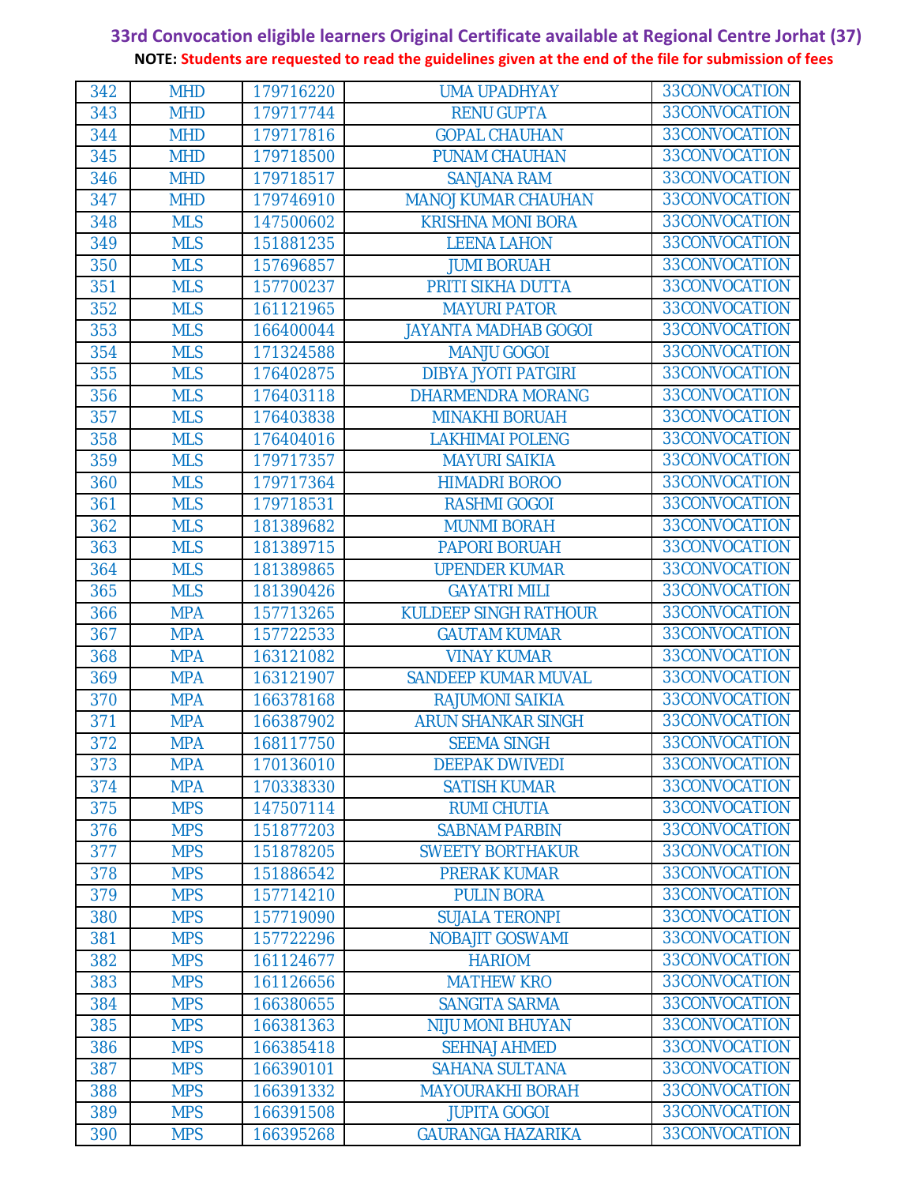**33rd Convocation eligible learners Original Certificate available at Regional Centre Jorhat (37)**

**NOTE: Students are requested to read the guidelines given at the end of the file for submission of fees**

| | | | | |
|---|---|---|---|---|
| 342 | MHD | 179716220 | UMA UPADHYAY | 33CONVOCATION |
| 343 | MHD | 179717744 | RENU GUPTA | 33CONVOCATION |
| 344 | MHD | 179717816 | GOPAL CHAUHAN | 33CONVOCATION |
| 345 | MHD | 179718500 | PUNAM CHAUHAN | 33CONVOCATION |
| 346 | MHD | 179718517 | SANJANA RAM | 33CONVOCATION |
| 347 | MHD | 179746910 | MANOJ KUMAR CHAUHAN | 33CONVOCATION |
| 348 | MLS | 147500602 | KRISHNA MONI BORA | 33CONVOCATION |
| 349 | MLS | 151881235 | LEENA LAHON | 33CONVOCATION |
| 350 | MLS | 157696857 | JUMI BORUAH | 33CONVOCATION |
| 351 | MLS | 157700237 | PRITI SIKHA DUTTA | 33CONVOCATION |
| 352 | MLS | 161121965 | MAYURI PATOR | 33CONVOCATION |
| 353 | MLS | 166400044 | JAYANTA MADHAB GOGOI | 33CONVOCATION |
| 354 | MLS | 171324588 | MANJU GOGOI | 33CONVOCATION |
| 355 | MLS | 176402875 | DIBYA JYOTI PATGIRI | 33CONVOCATION |
| 356 | MLS | 176403118 | DHARMENDRA MORANG | 33CONVOCATION |
| 357 | MLS | 176403838 | MINAKHI BORUAH | 33CONVOCATION |
| 358 | MLS | 176404016 | LAKHIMAI POLENG | 33CONVOCATION |
| 359 | MLS | 179717357 | MAYURI SAIKIA | 33CONVOCATION |
| 360 | MLS | 179717364 | HIMADRI BOROO | 33CONVOCATION |
| 361 | MLS | 179718531 | RASHMI GOGOI | 33CONVOCATION |
| 362 | MLS | 181389682 | MUNMI BORAH | 33CONVOCATION |
| 363 | MLS | 181389715 | PAPORI BORUAH | 33CONVOCATION |
| 364 | MLS | 181389865 | UPENDER KUMAR | 33CONVOCATION |
| 365 | MLS | 181390426 | GAYATRI MILI | 33CONVOCATION |
| 366 | MPA | 157713265 | KULDEEP SINGH RATHOUR | 33CONVOCATION |
| 367 | MPA | 157722533 | GAUTAM KUMAR | 33CONVOCATION |
| 368 | MPA | 163121082 | VINAY KUMAR | 33CONVOCATION |
| 369 | MPA | 163121907 | SANDEEP KUMAR MUVAL | 33CONVOCATION |
| 370 | MPA | 166378168 | RAJUMONI SAIKIA | 33CONVOCATION |
| 371 | MPA | 166387902 | ARUN SHANKAR SINGH | 33CONVOCATION |
| 372 | MPA | 168117750 | SEEMA SINGH | 33CONVOCATION |
| 373 | MPA | 170136010 | DEEPAK DWIVEDI | 33CONVOCATION |
| 374 | MPA | 170338330 | SATISH KUMAR | 33CONVOCATION |
| 375 | MPS | 147507114 | RUMI CHUTIA | 33CONVOCATION |
| 376 | MPS | 151877203 | SABNAM PARBIN | 33CONVOCATION |
| 377 | MPS | 151878205 | SWEETY BORTHAKUR | 33CONVOCATION |
| 378 | MPS | 151886542 | PRERAK KUMAR | 33CONVOCATION |
| 379 | MPS | 157714210 | PULIN BORA | 33CONVOCATION |
| 380 | MPS | 157719090 | SUJALA TERONPI | 33CONVOCATION |
| 381 | MPS | 157722296 | NOBAJIT GOSWAMI | 33CONVOCATION |
| 382 | MPS | 161124677 | HARIOM | 33CONVOCATION |
| 383 | MPS | 161126656 | MATHEW KRO | 33CONVOCATION |
| 384 | MPS | 166380655 | SANGITA SARMA | 33CONVOCATION |
| 385 | MPS | 166381363 | NIJU MONI BHUYAN | 33CONVOCATION |
| 386 | MPS | 166385418 | SEHNAJ AHMED | 33CONVOCATION |
| 387 | MPS | 166390101 | SAHANA SULTANA | 33CONVOCATION |
| 388 | MPS | 166391332 | MAYOURAKHI BORAH | 33CONVOCATION |
| 389 | MPS | 166391508 | JUPITA GOGOI | 33CONVOCATION |
| 390 | MPS | 166395268 | GAURANGA HAZARIKA | 33CONVOCATION |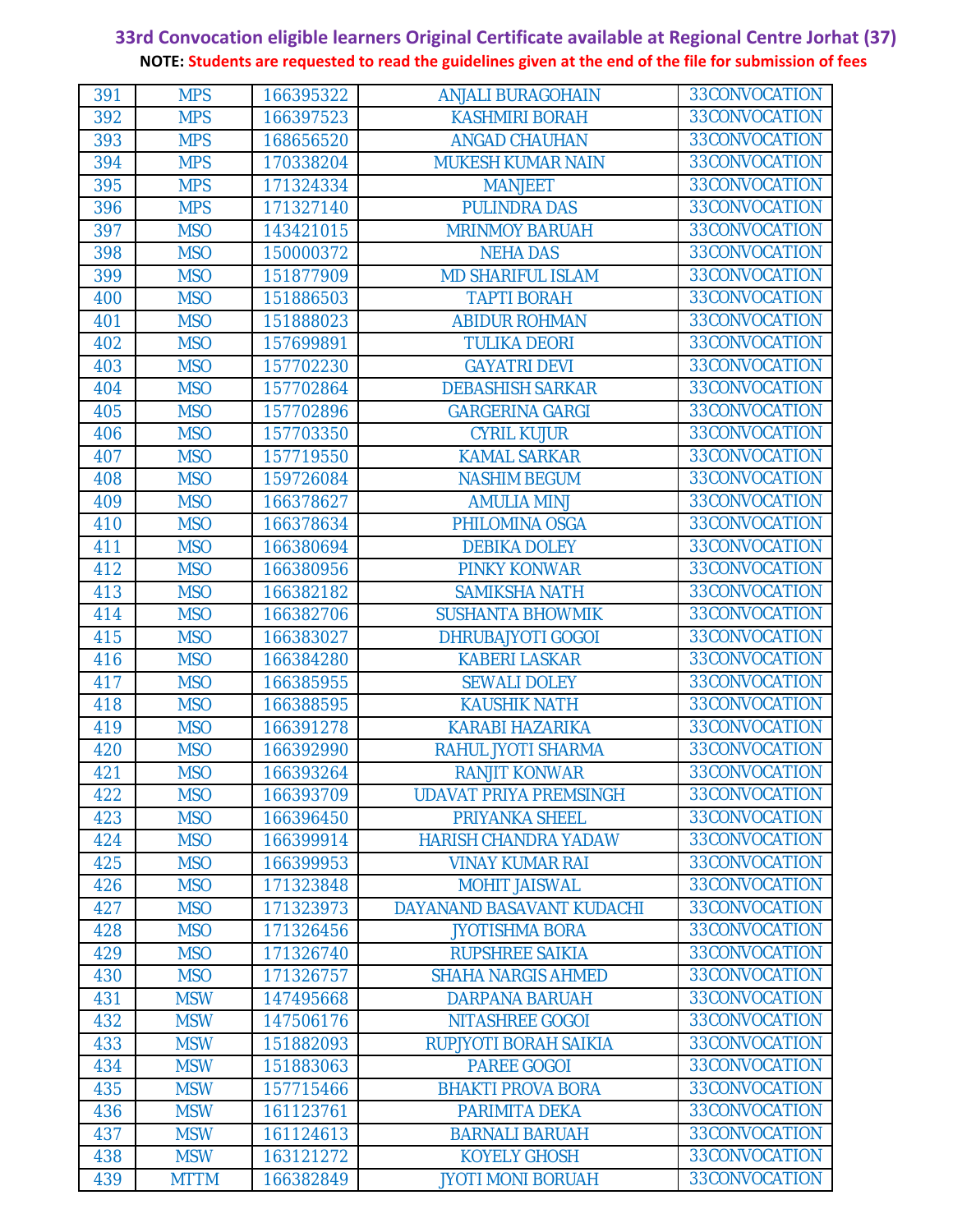**33rd Convocation eligible learners Original Certificate available at Regional Centre Jorhat (37)**

**NOTE: Students are requested to read the guidelines given at the end of the file for submission of fees**

| | | | | |
|---|---|---|---|---|
| 391 | MPS | 166395322 | ANJALI BURAGOHAIN | 33CONVOCATION |
| 392 | MPS | 166397523 | KASHMIRI BORAH | 33CONVOCATION |
| 393 | MPS | 168656520 | ANGAD CHAUHAN | 33CONVOCATION |
| 394 | MPS | 170338204 | MUKESH KUMAR NAIN | 33CONVOCATION |
| 395 | MPS | 171324334 | MANJEET | 33CONVOCATION |
| 396 | MPS | 171327140 | PULINDRA DAS | 33CONVOCATION |
| 397 | MSO | 143421015 | MRINMOY BARUAH | 33CONVOCATION |
| 398 | MSO | 150000372 | NEHA DAS | 33CONVOCATION |
| 399 | MSO | 151877909 | MD SHARIFUL ISLAM | 33CONVOCATION |
| 400 | MSO | 151886503 | TAPTI BORAH | 33CONVOCATION |
| 401 | MSO | 151888023 | ABIDUR ROHMAN | 33CONVOCATION |
| 402 | MSO | 157699891 | TULIKA DEORI | 33CONVOCATION |
| 403 | MSO | 157702230 | GAYATRI DEVI | 33CONVOCATION |
| 404 | MSO | 157702864 | DEBASHISH SARKAR | 33CONVOCATION |
| 405 | MSO | 157702896 | GARGERINA GARGI | 33CONVOCATION |
| 406 | MSO | 157703350 | CYRIL KUJUR | 33CONVOCATION |
| 407 | MSO | 157719550 | KAMAL SARKAR | 33CONVOCATION |
| 408 | MSO | 159726084 | NASHIM BEGUM | 33CONVOCATION |
| 409 | MSO | 166378627 | AMULIA MINJ | 33CONVOCATION |
| 410 | MSO | 166378634 | PHILOMINA OSGA | 33CONVOCATION |
| 411 | MSO | 166380694 | DEBIKA DOLEY | 33CONVOCATION |
| 412 | MSO | 166380956 | PINKY KONWAR | 33CONVOCATION |
| 413 | MSO | 166382182 | SAMIKSHA NATH | 33CONVOCATION |
| 414 | MSO | 166382706 | SUSHANTA BHOWMIK | 33CONVOCATION |
| 415 | MSO | 166383027 | DHRUBAJYOTI GOGOI | 33CONVOCATION |
| 416 | MSO | 166384280 | KABERI LASKAR | 33CONVOCATION |
| 417 | MSO | 166385955 | SEWALI DOLEY | 33CONVOCATION |
| 418 | MSO | 166388595 | KAUSHIK NATH | 33CONVOCATION |
| 419 | MSO | 166391278 | KARABI HAZARIKA | 33CONVOCATION |
| 420 | MSO | 166392990 | RAHUL JYOTI SHARMA | 33CONVOCATION |
| 421 | MSO | 166393264 | RANJIT KONWAR | 33CONVOCATION |
| 422 | MSO | 166393709 | UDAVAT PRIYA PREMSINGH | 33CONVOCATION |
| 423 | MSO | 166396450 | PRIYANKA SHEEL | 33CONVOCATION |
| 424 | MSO | 166399914 | HARISH CHANDRA YADAW | 33CONVOCATION |
| 425 | MSO | 166399953 | VINAY KUMAR RAI | 33CONVOCATION |
| 426 | MSO | 171323848 | MOHIT JAISWAL | 33CONVOCATION |
| 427 | MSO | 171323973 | DAYANAND BASAVANT KUDACHI | 33CONVOCATION |
| 428 | MSO | 171326456 | JYOTISHMA BORA | 33CONVOCATION |
| 429 | MSO | 171326740 | RUPSHREE SAIKIA | 33CONVOCATION |
| 430 | MSO | 171326757 | SHAHA NARGIS AHMED | 33CONVOCATION |
| 431 | MSW | 147495668 | DARPANA BARUAH | 33CONVOCATION |
| 432 | MSW | 147506176 | NITASHREE GOGOI | 33CONVOCATION |
| 433 | MSW | 151882093 | RUPJYOTI BORAH SAIKIA | 33CONVOCATION |
| 434 | MSW | 151883063 | PAREE GOGOI | 33CONVOCATION |
| 435 | MSW | 157715466 | BHAKTI PROVA BORA | 33CONVOCATION |
| 436 | MSW | 161123761 | PARIMITA DEKA | 33CONVOCATION |
| 437 | MSW | 161124613 | BARNALI BARUAH | 33CONVOCATION |
| 438 | MSW | 163121272 | KOYELY GHOSH | 33CONVOCATION |
| 439 | MTTM | 166382849 | JYOTI MONI BORUAH | 33CONVOCATION |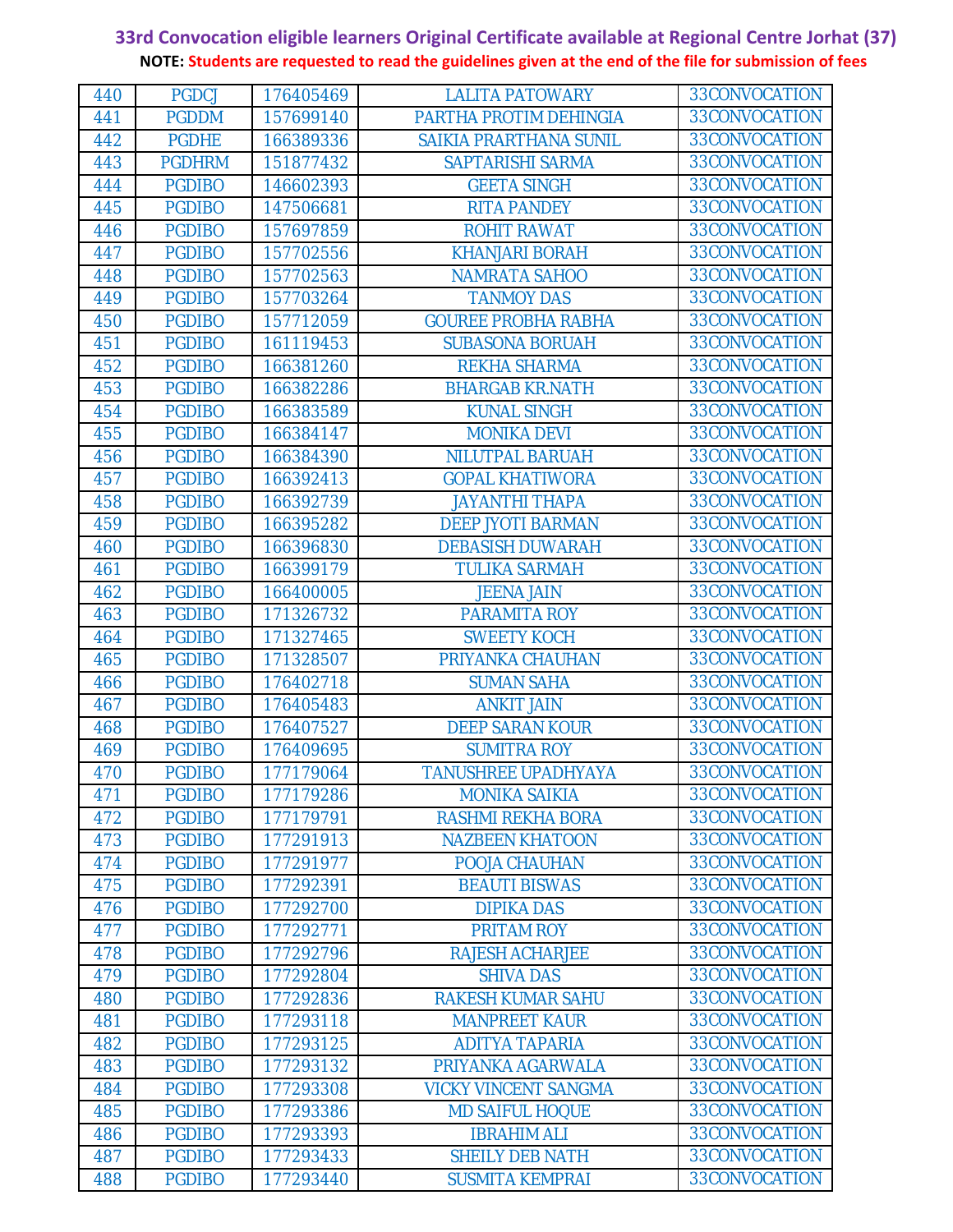# 33rd Convocation eligible learners Original Certificate available at Regional Centre Jorhat (37)

**NOTE: Students are requested to read the guidelines given at the end of the file for submission of fees**

| | | | | |
|---|---|---|---|---|
| 440 | PGDCJ | 176405469 | LALITA PATOWARY | 33CONVOCATION |
| 441 | PGDDM | 157699140 | PARTHA PROTIM DEHINGIA | 33CONVOCATION |
| 442 | PGDHE | 166389336 | SAIKIA PRARTHANA SUNIL | 33CONVOCATION |
| 443 | PGDHRM | 151877432 | SAPTARISHI SARMA | 33CONVOCATION |
| 444 | PGDIBO | 146602393 | GEETA SINGH | 33CONVOCATION |
| 445 | PGDIBO | 147506681 | RITA PANDEY | 33CONVOCATION |
| 446 | PGDIBO | 157697859 | ROHIT RAWAT | 33CONVOCATION |
| 447 | PGDIBO | 157702556 | KHANJARI BORAH | 33CONVOCATION |
| 448 | PGDIBO | 157702563 | NAMRATA SAHOO | 33CONVOCATION |
| 449 | PGDIBO | 157703264 | TANMOY DAS | 33CONVOCATION |
| 450 | PGDIBO | 157712059 | GOUREE PROBHA RABHA | 33CONVOCATION |
| 451 | PGDIBO | 161119453 | SUBASONA BORUAH | 33CONVOCATION |
| 452 | PGDIBO | 166381260 | REKHA SHARMA | 33CONVOCATION |
| 453 | PGDIBO | 166382286 | BHARGAB KR.NATH | 33CONVOCATION |
| 454 | PGDIBO | 166383589 | KUNAL SINGH | 33CONVOCATION |
| 455 | PGDIBO | 166384147 | MONIKA DEVI | 33CONVOCATION |
| 456 | PGDIBO | 166384390 | NILUTPAL BARUAH | 33CONVOCATION |
| 457 | PGDIBO | 166392413 | GOPAL KHATIWORA | 33CONVOCATION |
| 458 | PGDIBO | 166392739 | JAYANTHI THAPA | 33CONVOCATION |
| 459 | PGDIBO | 166395282 | DEEP JYOTI BARMAN | 33CONVOCATION |
| 460 | PGDIBO | 166396830 | DEBASISH DUWARAH | 33CONVOCATION |
| 461 | PGDIBO | 166399179 | TULIKA SARMAH | 33CONVOCATION |
| 462 | PGDIBO | 166400005 | JEENA JAIN | 33CONVOCATION |
| 463 | PGDIBO | 171326732 | PARAMITA ROY | 33CONVOCATION |
| 464 | PGDIBO | 171327465 | SWEETY KOCH | 33CONVOCATION |
| 465 | PGDIBO | 171328507 | PRIYANKA CHAUHAN | 33CONVOCATION |
| 466 | PGDIBO | 176402718 | SUMAN SAHA | 33CONVOCATION |
| 467 | PGDIBO | 176405483 | ANKIT JAIN | 33CONVOCATION |
| 468 | PGDIBO | 176407527 | DEEP SARAN KOUR | 33CONVOCATION |
| 469 | PGDIBO | 176409695 | SUMITRA ROY | 33CONVOCATION |
| 470 | PGDIBO | 177179064 | TANUSHREE UPADHYAYA | 33CONVOCATION |
| 471 | PGDIBO | 177179286 | MONIKA SAIKIA | 33CONVOCATION |
| 472 | PGDIBO | 177179791 | RASHMI REKHA BORA | 33CONVOCATION |
| 473 | PGDIBO | 177291913 | NAZBEEN KHATOON | 33CONVOCATION |
| 474 | PGDIBO | 177291977 | POOJA CHAUHAN | 33CONVOCATION |
| 475 | PGDIBO | 177292391 | BEAUTI BISWAS | 33CONVOCATION |
| 476 | PGDIBO | 177292700 | DIPIKA DAS | 33CONVOCATION |
| 477 | PGDIBO | 177292771 | PRITAM ROY | 33CONVOCATION |
| 478 | PGDIBO | 177292796 | RAJESH ACHARJEE | 33CONVOCATION |
| 479 | PGDIBO | 177292804 | SHIVA DAS | 33CONVOCATION |
| 480 | PGDIBO | 177292836 | RAKESH KUMAR SAHU | 33CONVOCATION |
| 481 | PGDIBO | 177293118 | MANPREET KAUR | 33CONVOCATION |
| 482 | PGDIBO | 177293125 | ADITYA TAPARIA | 33CONVOCATION |
| 483 | PGDIBO | 177293132 | PRIYANKA AGARWALA | 33CONVOCATION |
| 484 | PGDIBO | 177293308 | VICKY VINCENT SANGMA | 33CONVOCATION |
| 485 | PGDIBO | 177293386 | MD SAIFUL HOQUE | 33CONVOCATION |
| 486 | PGDIBO | 177293393 | IBRAHIM ALI | 33CONVOCATION |
| 487 | PGDIBO | 177293433 | SHEILY DEB NATH | 33CONVOCATION |
| 488 | PGDIBO | 177293440 | SUSMITA KEMPRAI | 33CONVOCATION |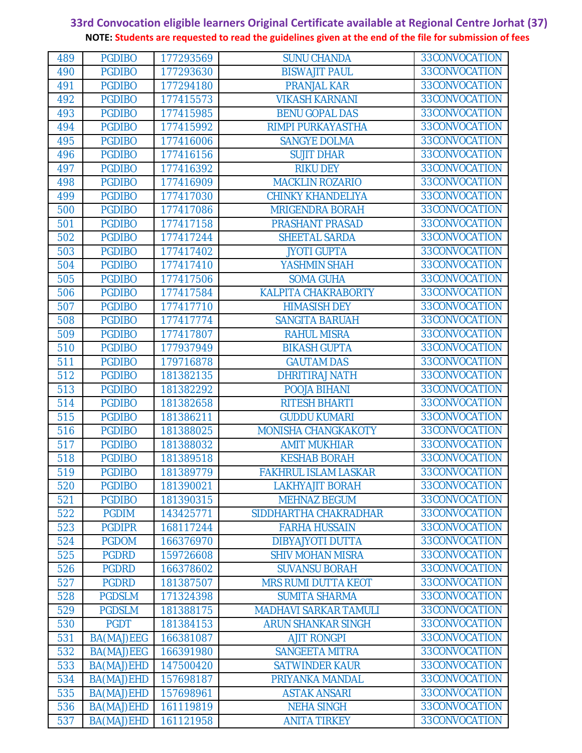**33rd Convocation eligible learners Original Certificate available at Regional Centre Jorhat (37)**

**NOTE: Students are requested to read the guidelines given at the end of the file for submission of fees**

| | | | | |
|---|---|---|---|---|
| 489 | PGDIBO | 177293569 | SUNU CHANDA | 33CONVOCATION |
| 490 | PGDIBO | 177293630 | BISWAJIT PAUL | 33CONVOCATION |
| 491 | PGDIBO | 177294180 | PRANJAL KAR | 33CONVOCATION |
| 492 | PGDIBO | 177415573 | VIKASH KARNANI | 33CONVOCATION |
| 493 | PGDIBO | 177415985 | BENU GOPAL DAS | 33CONVOCATION |
| 494 | PGDIBO | 177415992 | RIMPI PURKAYASTHA | 33CONVOCATION |
| 495 | PGDIBO | 177416006 | SANGYE DOLMA | 33CONVOCATION |
| 496 | PGDIBO | 177416156 | SUJIT DHAR | 33CONVOCATION |
| 497 | PGDIBO | 177416392 | RIKU DEY | 33CONVOCATION |
| 498 | PGDIBO | 177416909 | MACKLIN ROZARIO | 33CONVOCATION |
| 499 | PGDIBO | 177417030 | CHINKY KHANDELIYA | 33CONVOCATION |
| 500 | PGDIBO | 177417086 | MRIGENDRA BORAH | 33CONVOCATION |
| 501 | PGDIBO | 177417158 | PRASHANT PRASAD | 33CONVOCATION |
| 502 | PGDIBO | 177417244 | SHEETAL SARDA | 33CONVOCATION |
| 503 | PGDIBO | 177417402 | JYOTI GUPTA | 33CONVOCATION |
| 504 | PGDIBO | 177417410 | YASHMIN SHAH | 33CONVOCATION |
| 505 | PGDIBO | 177417506 | SOMA GUHA | 33CONVOCATION |
| 506 | PGDIBO | 177417584 | KALPITA CHAKRABORTY | 33CONVOCATION |
| 507 | PGDIBO | 177417710 | HIMASISH DEY | 33CONVOCATION |
| 508 | PGDIBO | 177417774 | SANGITA BARUAH | 33CONVOCATION |
| 509 | PGDIBO | 177417807 | RAHUL MISRA | 33CONVOCATION |
| 510 | PGDIBO | 177937949 | BIKASH GUPTA | 33CONVOCATION |
| 511 | PGDIBO | 179716878 | GAUTAM DAS | 33CONVOCATION |
| 512 | PGDIBO | 181382135 | DHRITIRAJ NATH | 33CONVOCATION |
| 513 | PGDIBO | 181382292 | POOJA BIHANI | 33CONVOCATION |
| 514 | PGDIBO | 181382658 | RITESH BHARTI | 33CONVOCATION |
| 515 | PGDIBO | 181386211 | GUDDU KUMARI | 33CONVOCATION |
| 516 | PGDIBO | 181388025 | MONISHA CHANGKAKOTY | 33CONVOCATION |
| 517 | PGDIBO | 181388032 | AMIT MUKHIAR | 33CONVOCATION |
| 518 | PGDIBO | 181389518 | KESHAB BORAH | 33CONVOCATION |
| 519 | PGDIBO | 181389779 | FAKHRUL ISLAM LASKAR | 33CONVOCATION |
| 520 | PGDIBO | 181390021 | LAKHYAJIT BORAH | 33CONVOCATION |
| 521 | PGDIBO | 181390315 | MEHNAZ BEGUM | 33CONVOCATION |
| 522 | PGDIM | 143425771 | SIDDHARTHA CHAKRADHAR | 33CONVOCATION |
| 523 | PGDIPR | 168117244 | FARHA HUSSAIN | 33CONVOCATION |
| 524 | PGDOM | 166376970 | DIBYAJYOTI DUTTA | 33CONVOCATION |
| 525 | PGDRD | 159726608 | SHIV MOHAN MISRA | 33CONVOCATION |
| 526 | PGDRD | 166378602 | SUVANSU BORAH | 33CONVOCATION |
| 527 | PGDRD | 181387507 | MRS RUMI DUTTA KEOT | 33CONVOCATION |
| 528 | PGDSLM | 171324398 | SUMITA SHARMA | 33CONVOCATION |
| 529 | PGDSLM | 181388175 | MADHAVI SARKAR TAMULI | 33CONVOCATION |
| 530 | PGDT | 181384153 | ARUN SHANKAR SINGH | 33CONVOCATION |
| 531 | BA(MAJ)EEG | 166381087 | AJIT RONGPI | 33CONVOCATION |
| 532 | BA(MAJ)EEG | 166391980 | SANGEETA MITRA | 33CONVOCATION |
| 533 | BA(MAJ)EHD | 147500420 | SATWINDER KAUR | 33CONVOCATION |
| 534 | BA(MAJ)EHD | 157698187 | PRIYANKA MANDAL | 33CONVOCATION |
| 535 | BA(MAJ)EHD | 157698961 | ASTAK ANSARI | 33CONVOCATION |
| 536 | BA(MAJ)EHD | 161119819 | NEHA SINGH | 33CONVOCATION |
| 537 | BA(MAJ)EHD | 161121958 | ANITA TIRKEY | 33CONVOCATION |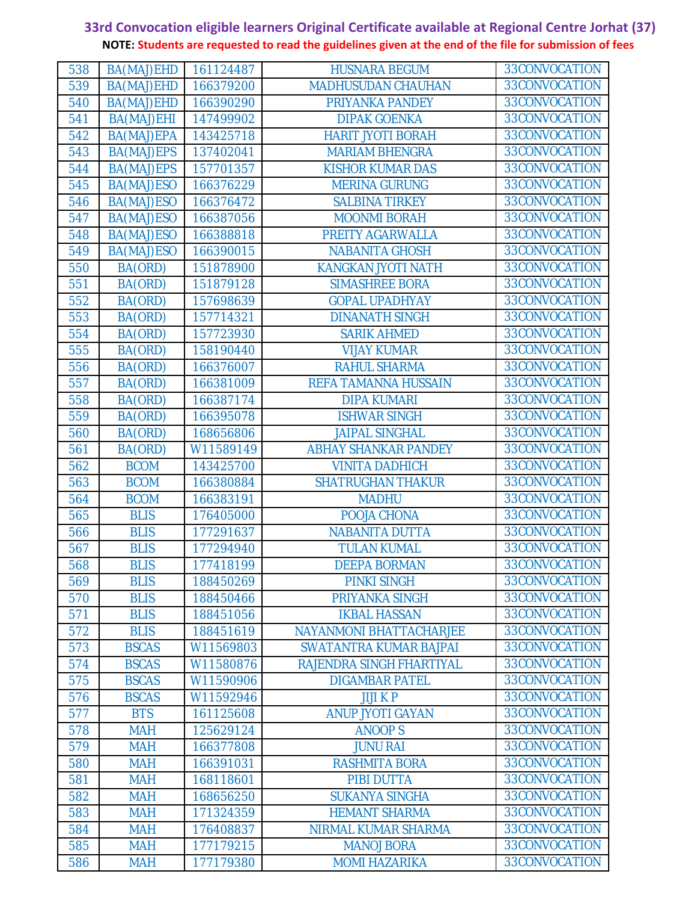**33rd Convocation eligible learners Original Certificate available at Regional Centre Jorhat (37)**

**NOTE: Students are requested to read the guidelines given at the end of the file for submission of fees**

| | | | | |
|---|---|---|---|---|
| 538 | BA(MAJ)EHD | 161124487 | HUSNARA BEGUM | 33CONVOCATION |
| 539 | BA(MAJ)EHD | 166379200 | MADHUSUDAN CHAUHAN | 33CONVOCATION |
| 540 | BA(MAJ)EHD | 166390290 | PRIYANKA PANDEY | 33CONVOCATION |
| 541 | BA(MAJ)EHI | 147499902 | DIPAK GOENKA | 33CONVOCATION |
| 542 | BA(MAJ)EPA | 143425718 | HARIT JYOTI BORAH | 33CONVOCATION |
| 543 | BA(MAJ)EPS | 137402041 | MARIAM BHENGRA | 33CONVOCATION |
| 544 | BA(MAJ)EPS | 157701357 | KISHOR KUMAR DAS | 33CONVOCATION |
| 545 | BA(MAJ)ESO | 166376229 | MERINA GURUNG | 33CONVOCATION |
| 546 | BA(MAJ)ESO | 166376472 | SALBINA TIRKEY | 33CONVOCATION |
| 547 | BA(MAJ)ESO | 166387056 | MOONMI BORAH | 33CONVOCATION |
| 548 | BA(MAJ)ESO | 166388818 | PREITY AGARWALLA | 33CONVOCATION |
| 549 | BA(MAJ)ESO | 166390015 | NABANITA GHOSH | 33CONVOCATION |
| 550 | BA(ORD) | 151878900 | KANGKAN JYOTI NATH | 33CONVOCATION |
| 551 | BA(ORD) | 151879128 | SIMASHREE BORA | 33CONVOCATION |
| 552 | BA(ORD) | 157698639 | GOPAL UPADHYAY | 33CONVOCATION |
| 553 | BA(ORD) | 157714321 | DINANATH SINGH | 33CONVOCATION |
| 554 | BA(ORD) | 157723930 | SARIK AHMED | 33CONVOCATION |
| 555 | BA(ORD) | 158190440 | VIJAY KUMAR | 33CONVOCATION |
| 556 | BA(ORD) | 166376007 | RAHUL SHARMA | 33CONVOCATION |
| 557 | BA(ORD) | 166381009 | REFA TAMANNA HUSSAIN | 33CONVOCATION |
| 558 | BA(ORD) | 166387174 | DIPA KUMARI | 33CONVOCATION |
| 559 | BA(ORD) | 166395078 | ISHWAR SINGH | 33CONVOCATION |
| 560 | BA(ORD) | 168656806 | JAIPAL SINGHAL | 33CONVOCATION |
| 561 | BA(ORD) | W11589149 | ABHAY SHANKAR PANDEY | 33CONVOCATION |
| 562 | BCOM | 143425700 | VINITA DADHICH | 33CONVOCATION |
| 563 | BCOM | 166380884 | SHATRUGHAN THAKUR | 33CONVOCATION |
| 564 | BCOM | 166383191 | MADHU | 33CONVOCATION |
| 565 | BLIS | 176405000 | POOJA CHONA | 33CONVOCATION |
| 566 | BLIS | 177291637 | NABANITA DUTTA | 33CONVOCATION |
| 567 | BLIS | 177294940 | TULAN KUMAL | 33CONVOCATION |
| 568 | BLIS | 177418199 | DEEPA BORMAN | 33CONVOCATION |
| 569 | BLIS | 188450269 | PINKI SINGH | 33CONVOCATION |
| 570 | BLIS | 188450466 | PRIYANKA SINGH | 33CONVOCATION |
| 571 | BLIS | 188451056 | IKBAL HASSAN | 33CONVOCATION |
| 572 | BLIS | 188451619 | NAYANMONI BHATTACHARJEE | 33CONVOCATION |
| 573 | BSCAS | W11569803 | SWATANTRA KUMAR BAJPAI | 33CONVOCATION |
| 574 | BSCAS | W11580876 | RAJENDRA SINGH FHARTIYAL | 33CONVOCATION |
| 575 | BSCAS | W11590906 | DIGAMBAR PATEL | 33CONVOCATION |
| 576 | BSCAS | W11592946 | JIJI K P | 33CONVOCATION |
| 577 | BTS | 161125608 | ANUP JYOTI GAYAN | 33CONVOCATION |
| 578 | MAH | 125629124 | ANOOP S | 33CONVOCATION |
| 579 | MAH | 166377808 | JUNU RAI | 33CONVOCATION |
| 580 | MAH | 166391031 | RASHMITA BORA | 33CONVOCATION |
| 581 | MAH | 168118601 | PIBI DUTTA | 33CONVOCATION |
| 582 | MAH | 168656250 | SUKANYA SINGHA | 33CONVOCATION |
| 583 | MAH | 171324359 | HEMANT SHARMA | 33CONVOCATION |
| 584 | MAH | 176408837 | NIRMAL KUMAR SHARMA | 33CONVOCATION |
| 585 | MAH | 177179215 | MANOJ BORA | 33CONVOCATION |
| 586 | MAH | 177179380 | MOMI HAZARIKA | 33CONVOCATION |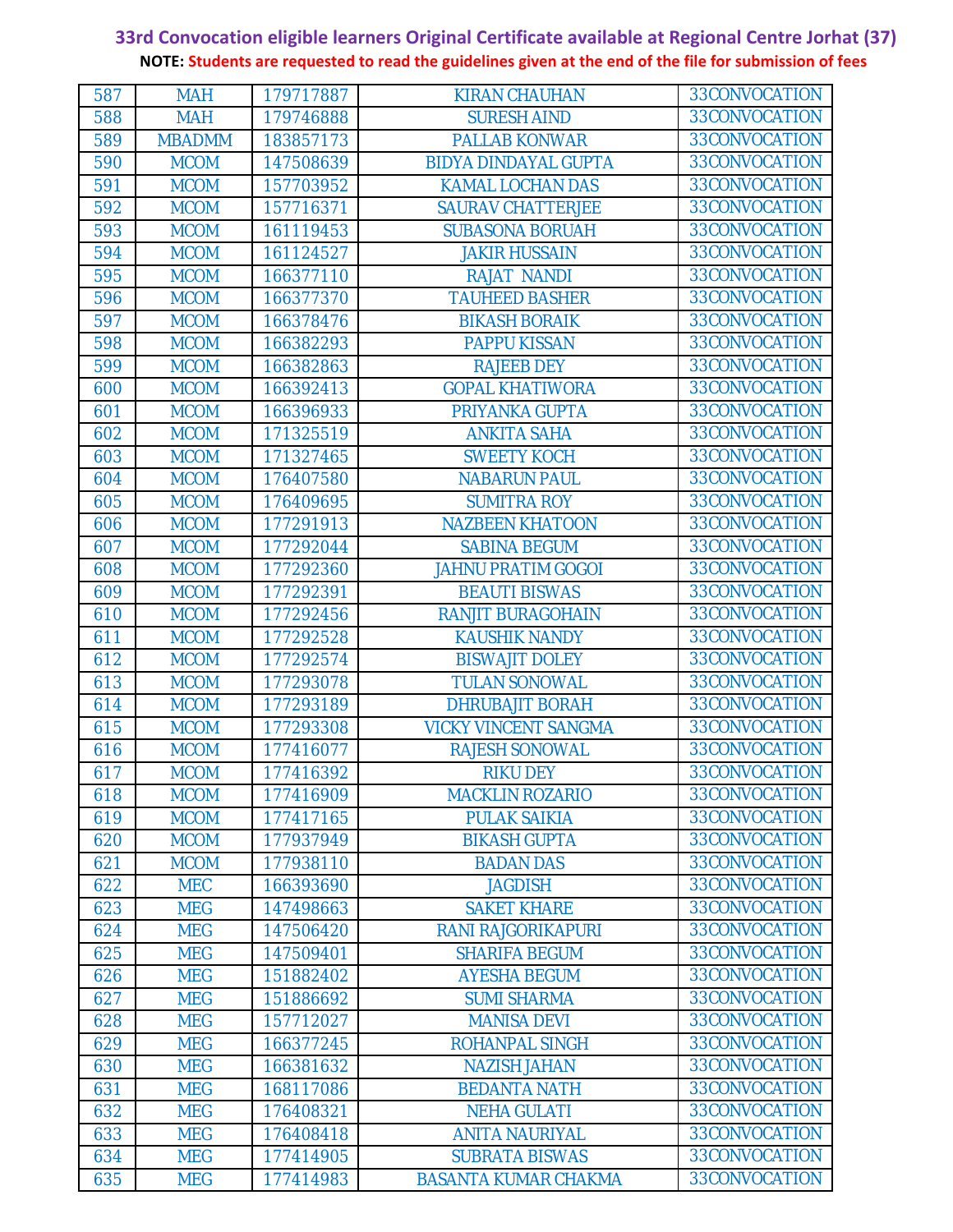**33rd Convocation eligible learners Original Certificate available at Regional Centre Jorhat (37)**

**NOTE: Students are requested to read the guidelines given at the end of the file for submission of fees**

| | | | | |
|---|---|---|---|---|
| 587 | MAH | 179717887 | KIRAN CHAUHAN | 33CONVOCATION |
| 588 | MAH | 179746888 | SURESH AIND | 33CONVOCATION |
| 589 | MBADMM | 183857173 | PALLAB KONWAR | 33CONVOCATION |
| 590 | MCOM | 147508639 | BIDYA DINDAYAL GUPTA | 33CONVOCATION |
| 591 | MCOM | 157703952 | KAMAL LOCHAN DAS | 33CONVOCATION |
| 592 | MCOM | 157716371 | SAURAV CHATTERJEE | 33CONVOCATION |
| 593 | MCOM | 161119453 | SUBASONA BORUAH | 33CONVOCATION |
| 594 | MCOM | 161124527 | JAKIR HUSSAIN | 33CONVOCATION |
| 595 | MCOM | 166377110 | RAJAT NANDI | 33CONVOCATION |
| 596 | MCOM | 166377370 | TAUHEED BASHER | 33CONVOCATION |
| 597 | MCOM | 166378476 | BIKASH BORAIK | 33CONVOCATION |
| 598 | MCOM | 166382293 | PAPPU KISSAN | 33CONVOCATION |
| 599 | MCOM | 166382863 | RAJEEB DEY | 33CONVOCATION |
| 600 | MCOM | 166392413 | GOPAL KHATIWORA | 33CONVOCATION |
| 601 | MCOM | 166396933 | PRIYANKA GUPTA | 33CONVOCATION |
| 602 | MCOM | 171325519 | ANKITA SAHA | 33CONVOCATION |
| 603 | MCOM | 171327465 | SWEETY KOCH | 33CONVOCATION |
| 604 | MCOM | 176407580 | NABARUN PAUL | 33CONVOCATION |
| 605 | MCOM | 176409695 | SUMITRA ROY | 33CONVOCATION |
| 606 | MCOM | 177291913 | NAZBEEN KHATOON | 33CONVOCATION |
| 607 | MCOM | 177292044 | SABINA BEGUM | 33CONVOCATION |
| 608 | MCOM | 177292360 | JAHNU PRATIM GOGOI | 33CONVOCATION |
| 609 | MCOM | 177292391 | BEAUTI BISWAS | 33CONVOCATION |
| 610 | MCOM | 177292456 | RANJIT BURAGOHAIN | 33CONVOCATION |
| 611 | MCOM | 177292528 | KAUSHIK NANDY | 33CONVOCATION |
| 612 | MCOM | 177292574 | BISWAJIT DOLEY | 33CONVOCATION |
| 613 | MCOM | 177293078 | TULAN SONOWAL | 33CONVOCATION |
| 614 | MCOM | 177293189 | DHRUBAJIT BORAH | 33CONVOCATION |
| 615 | MCOM | 177293308 | VICKY VINCENT SANGMA | 33CONVOCATION |
| 616 | MCOM | 177416077 | RAJESH SONOWAL | 33CONVOCATION |
| 617 | MCOM | 177416392 | RIKU DEY | 33CONVOCATION |
| 618 | MCOM | 177416909 | MACKLIN ROZARIO | 33CONVOCATION |
| 619 | MCOM | 177417165 | PULAK SAIKIA | 33CONVOCATION |
| 620 | MCOM | 177937949 | BIKASH GUPTA | 33CONVOCATION |
| 621 | MCOM | 177938110 | BADAN DAS | 33CONVOCATION |
| 622 | MEC | 166393690 | JAGDISH | 33CONVOCATION |
| 623 | MEG | 147498663 | SAKET KHARE | 33CONVOCATION |
| 624 | MEG | 147506420 | RANI RAJGORIKAPURI | 33CONVOCATION |
| 625 | MEG | 147509401 | SHARIFA BEGUM | 33CONVOCATION |
| 626 | MEG | 151882402 | AYESHA BEGUM | 33CONVOCATION |
| 627 | MEG | 151886692 | SUMI SHARMA | 33CONVOCATION |
| 628 | MEG | 157712027 | MANISA DEVI | 33CONVOCATION |
| 629 | MEG | 166377245 | ROHANPAL SINGH | 33CONVOCATION |
| 630 | MEG | 166381632 | NAZISH JAHAN | 33CONVOCATION |
| 631 | MEG | 168117086 | BEDANTA NATH | 33CONVOCATION |
| 632 | MEG | 176408321 | NEHA GULATI | 33CONVOCATION |
| 633 | MEG | 176408418 | ANITA NAURIYAL | 33CONVOCATION |
| 634 | MEG | 177414905 | SUBRATA BISWAS | 33CONVOCATION |
| 635 | MEG | 177414983 | BASANTA KUMAR CHAKMA | 33CONVOCATION |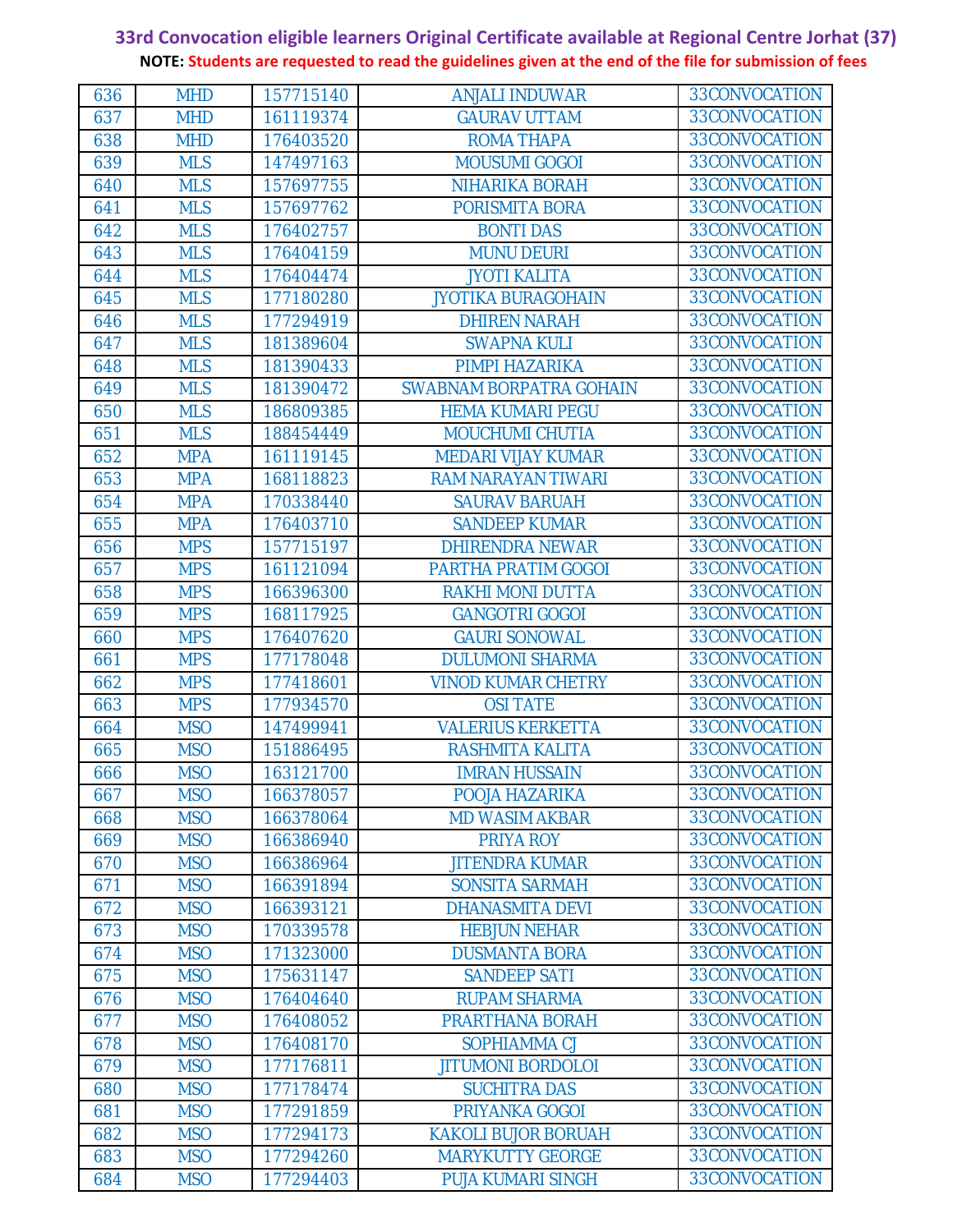**33rd Convocation eligible learners Original Certificate available at Regional Centre Jorhat (37)**

**NOTE: Students are requested to read the guidelines given at the end of the file for submission of fees**

| | | | | |
|---|---|---|---|---|
| 636 | MHD | 157715140 | ANJALI INDUWAR | 33CONVOCATION |
| 637 | MHD | 161119374 | GAURAV UTTAM | 33CONVOCATION |
| 638 | MHD | 176403520 | ROMA THAPA | 33CONVOCATION |
| 639 | MLS | 147497163 | MOUSUMI GOGOI | 33CONVOCATION |
| 640 | MLS | 157697755 | NIHARIKA BORAH | 33CONVOCATION |
| 641 | MLS | 157697762 | PORISMITA BORA | 33CONVOCATION |
| 642 | MLS | 176402757 | BONTI DAS | 33CONVOCATION |
| 643 | MLS | 176404159 | MUNU DEURI | 33CONVOCATION |
| 644 | MLS | 176404474 | JYOTI KALITA | 33CONVOCATION |
| 645 | MLS | 177180280 | JYOTIKA BURAGOHAIN | 33CONVOCATION |
| 646 | MLS | 177294919 | DHIREN NARAH | 33CONVOCATION |
| 647 | MLS | 181389604 | SWAPNA KULI | 33CONVOCATION |
| 648 | MLS | 181390433 | PIMPI HAZARIKA | 33CONVOCATION |
| 649 | MLS | 181390472 | SWABNAM BORPATRA GOHAIN | 33CONVOCATION |
| 650 | MLS | 186809385 | HEMA KUMARI PEGU | 33CONVOCATION |
| 651 | MLS | 188454449 | MOUCHUMI CHUTIA | 33CONVOCATION |
| 652 | MPA | 161119145 | MEDARI VIJAY KUMAR | 33CONVOCATION |
| 653 | MPA | 168118823 | RAM NARAYAN TIWARI | 33CONVOCATION |
| 654 | MPA | 170338440 | SAURAV BARUAH | 33CONVOCATION |
| 655 | MPA | 176403710 | SANDEEP KUMAR | 33CONVOCATION |
| 656 | MPS | 157715197 | DHIRENDRA NEWAR | 33CONVOCATION |
| 657 | MPS | 161121094 | PARTHA PRATIM GOGOI | 33CONVOCATION |
| 658 | MPS | 166396300 | RAKHI MONI DUTTA | 33CONVOCATION |
| 659 | MPS | 168117925 | GANGOTRI GOGOI | 33CONVOCATION |
| 660 | MPS | 176407620 | GAURI SONOWAL | 33CONVOCATION |
| 661 | MPS | 177178048 | DULUMONI SHARMA | 33CONVOCATION |
| 662 | MPS | 177418601 | VINOD KUMAR CHETRY | 33CONVOCATION |
| 663 | MPS | 177934570 | OSI TATE | 33CONVOCATION |
| 664 | MSO | 147499941 | VALERIUS KERKETTA | 33CONVOCATION |
| 665 | MSO | 151886495 | RASHMITA KALITA | 33CONVOCATION |
| 666 | MSO | 163121700 | IMRAN HUSSAIN | 33CONVOCATION |
| 667 | MSO | 166378057 | POOJA HAZARIKA | 33CONVOCATION |
| 668 | MSO | 166378064 | MD WASIM AKBAR | 33CONVOCATION |
| 669 | MSO | 166386940 | PRIYA ROY | 33CONVOCATION |
| 670 | MSO | 166386964 | JITENDRA KUMAR | 33CONVOCATION |
| 671 | MSO | 166391894 | SONSITA SARMAH | 33CONVOCATION |
| 672 | MSO | 166393121 | DHANASMITA DEVI | 33CONVOCATION |
| 673 | MSO | 170339578 | HEBJUN NEHAR | 33CONVOCATION |
| 674 | MSO | 171323000 | DUSMANTA BORA | 33CONVOCATION |
| 675 | MSO | 175631147 | SANDEEP SATI | 33CONVOCATION |
| 676 | MSO | 176404640 | RUPAM SHARMA | 33CONVOCATION |
| 677 | MSO | 176408052 | PRARTHANA BORAH | 33CONVOCATION |
| 678 | MSO | 176408170 | SOPHIAMMA CJ | 33CONVOCATION |
| 679 | MSO | 177176811 | JITUMONI BORDOLOI | 33CONVOCATION |
| 680 | MSO | 177178474 | SUCHITRA DAS | 33CONVOCATION |
| 681 | MSO | 177291859 | PRIYANKA GOGOI | 33CONVOCATION |
| 682 | MSO | 177294173 | KAKOLI BUJOR BORUAH | 33CONVOCATION |
| 683 | MSO | 177294260 | MARYKUTTY GEORGE | 33CONVOCATION |
| 684 | MSO | 177294403 | PUJA KUMARI SINGH | 33CONVOCATION |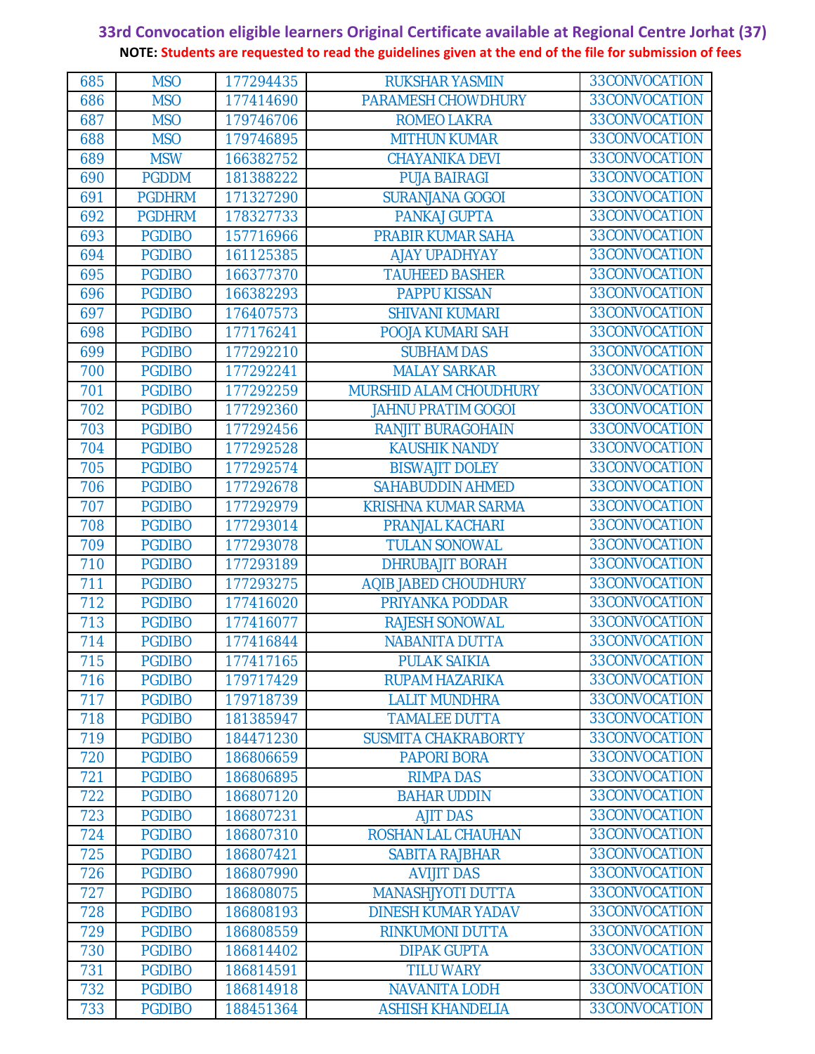**33rd Convocation eligible learners Original Certificate available at Regional Centre Jorhat (37)**

**NOTE: Students are requested to read the guidelines given at the end of the file for submission of fees**

| | | | | |
|---|---|---|---|---|
| 685 | MSO | 177294435 | RUKSHAR YASMIN | 33CONVOCATION |
| 686 | MSO | 177414690 | PARAMESH CHOWDHURY | 33CONVOCATION |
| 687 | MSO | 179746706 | ROMEO LAKRA | 33CONVOCATION |
| 688 | MSO | 179746895 | MITHUN KUMAR | 33CONVOCATION |
| 689 | MSW | 166382752 | CHAYANIKA DEVI | 33CONVOCATION |
| 690 | PGDDM | 181388222 | PUJA BAIRAGI | 33CONVOCATION |
| 691 | PGDHRM | 171327290 | SURANJANA GOGOI | 33CONVOCATION |
| 692 | PGDHRM | 178327733 | PANKAJ GUPTA | 33CONVOCATION |
| 693 | PGDIBO | 157716966 | PRABIR KUMAR SAHA | 33CONVOCATION |
| 694 | PGDIBO | 161125385 | AJAY UPADHYAY | 33CONVOCATION |
| 695 | PGDIBO | 166377370 | TAUHEED BASHER | 33CONVOCATION |
| 696 | PGDIBO | 166382293 | PAPPU KISSAN | 33CONVOCATION |
| 697 | PGDIBO | 176407573 | SHIVANI KUMARI | 33CONVOCATION |
| 698 | PGDIBO | 177176241 | POOJA KUMARI SAH | 33CONVOCATION |
| 699 | PGDIBO | 177292210 | SUBHAM DAS | 33CONVOCATION |
| 700 | PGDIBO | 177292241 | MALAY SARKAR | 33CONVOCATION |
| 701 | PGDIBO | 177292259 | MURSHID ALAM CHOUDHURY | 33CONVOCATION |
| 702 | PGDIBO | 177292360 | JAHNU PRATIM GOGOI | 33CONVOCATION |
| 703 | PGDIBO | 177292456 | RANJIT BURAGOHAIN | 33CONVOCATION |
| 704 | PGDIBO | 177292528 | KAUSHIK NANDY | 33CONVOCATION |
| 705 | PGDIBO | 177292574 | BISWAJIT DOLEY | 33CONVOCATION |
| 706 | PGDIBO | 177292678 | SAHABUDDIN AHMED | 33CONVOCATION |
| 707 | PGDIBO | 177292979 | KRISHNA KUMAR SARMA | 33CONVOCATION |
| 708 | PGDIBO | 177293014 | PRANJAL KACHARI | 33CONVOCATION |
| 709 | PGDIBO | 177293078 | TULAN SONOWAL | 33CONVOCATION |
| 710 | PGDIBO | 177293189 | DHRUBAJIT BORAH | 33CONVOCATION |
| 711 | PGDIBO | 177293275 | AQIB JABED CHOUDHURY | 33CONVOCATION |
| 712 | PGDIBO | 177416020 | PRIYANKA PODDAR | 33CONVOCATION |
| 713 | PGDIBO | 177416077 | RAJESH SONOWAL | 33CONVOCATION |
| 714 | PGDIBO | 177416844 | NABANITA DUTTA | 33CONVOCATION |
| 715 | PGDIBO | 177417165 | PULAK SAIKIA | 33CONVOCATION |
| 716 | PGDIBO | 179717429 | RUPAM HAZARIKA | 33CONVOCATION |
| 717 | PGDIBO | 179718739 | LALIT MUNDHRA | 33CONVOCATION |
| 718 | PGDIBO | 181385947 | TAMALEE DUTTA | 33CONVOCATION |
| 719 | PGDIBO | 184471230 | SUSMITA CHAKRABORTY | 33CONVOCATION |
| 720 | PGDIBO | 186806659 | PAPORI BORA | 33CONVOCATION |
| 721 | PGDIBO | 186806895 | RIMPA DAS | 33CONVOCATION |
| 722 | PGDIBO | 186807120 | BAHAR UDDIN | 33CONVOCATION |
| 723 | PGDIBO | 186807231 | AJIT DAS | 33CONVOCATION |
| 724 | PGDIBO | 186807310 | ROSHAN LAL CHAUHAN | 33CONVOCATION |
| 725 | PGDIBO | 186807421 | SABITA RAJBHAR | 33CONVOCATION |
| 726 | PGDIBO | 186807990 | AVIJIT DAS | 33CONVOCATION |
| 727 | PGDIBO | 186808075 | MANASHJYOTI DUTTA | 33CONVOCATION |
| 728 | PGDIBO | 186808193 | DINESH KUMAR YADAV | 33CONVOCATION |
| 729 | PGDIBO | 186808559 | RINKUMONI DUTTA | 33CONVOCATION |
| 730 | PGDIBO | 186814402 | DIPAK GUPTA | 33CONVOCATION |
| 731 | PGDIBO | 186814591 | TILU WARY | 33CONVOCATION |
| 732 | PGDIBO | 186814918 | NAVANITA LODH | 33CONVOCATION |
| 733 | PGDIBO | 188451364 | ASHISH KHANDELIA | 33CONVOCATION |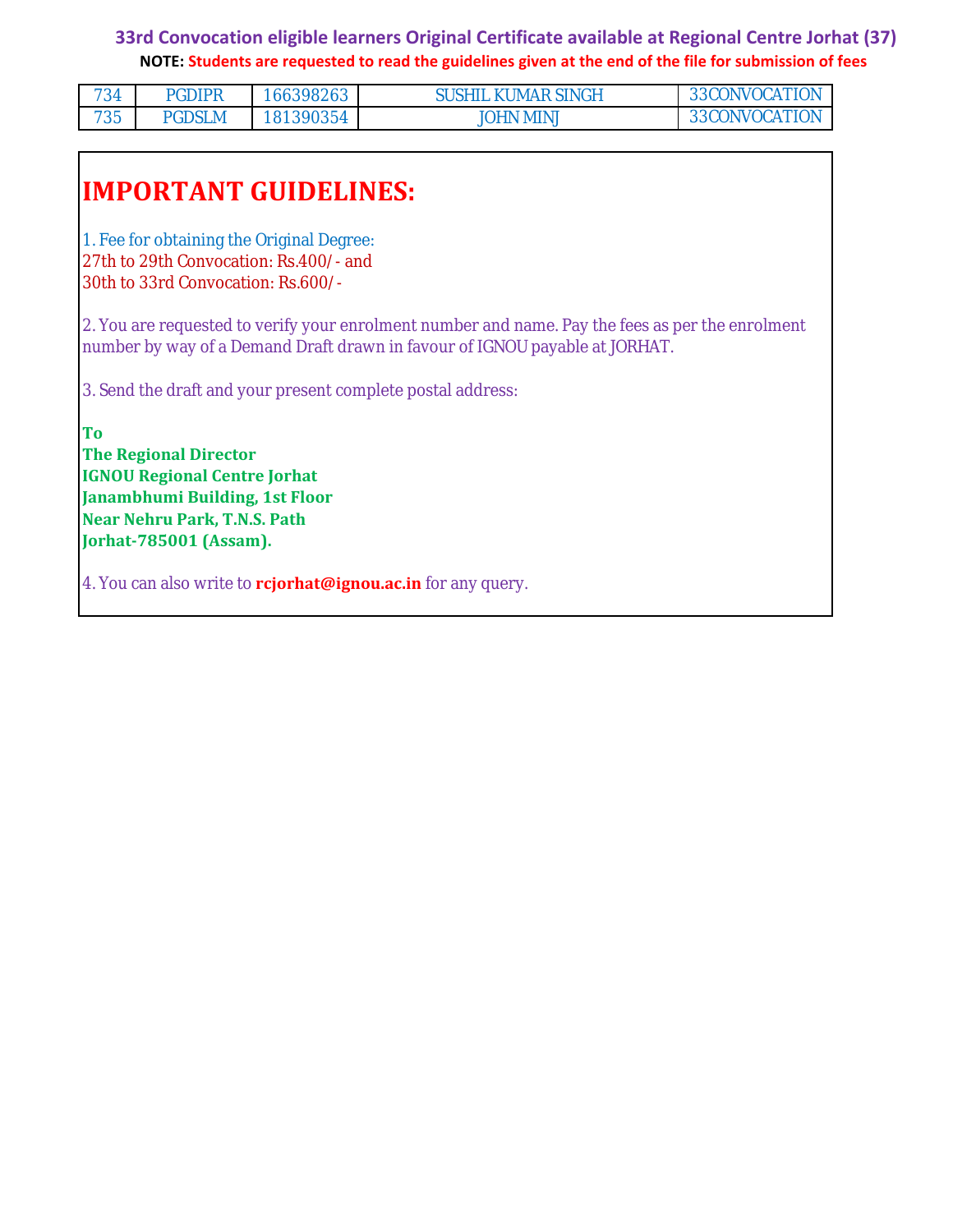**33rd Convocation eligible learners Original Certificate available at Regional Centre Jorhat (37)**

**NOTE: Students are requested to read the guidelines given at the end of the file for submission of fees**

| | | | | |
|---|---|---|---|---|
| 734 | PGDIPR | 166398263 | SUSHIL KUMAR SINGH | 33CONVOCATION |
| 735 | PGDSLM | 181390354 | JOHN MINJ | 33CONVOCATION |

# IMPORTANT GUIDELINES:

1. Fee for obtaining the Original Degree:
27th to 29th Convocation: Rs.400/- and
30th to 33rd Convocation: Rs.600/-

2. You are requested to verify your enrolment number and name. Pay the fees as per the enrolment number by way of a Demand Draft drawn in favour of IGNOU payable at JORHAT.

3. Send the draft and your present complete postal address:

**To**
**The Regional Director**
**IGNOU Regional Centre Jorhat**
**Janambhumi Building, 1st Floor**
**Near Nehru Park, T.N.S. Path**
**Jorhat-785001 (Assam).**

4. You can also write to **rcjorhat@ignou.ac.in** for any query.